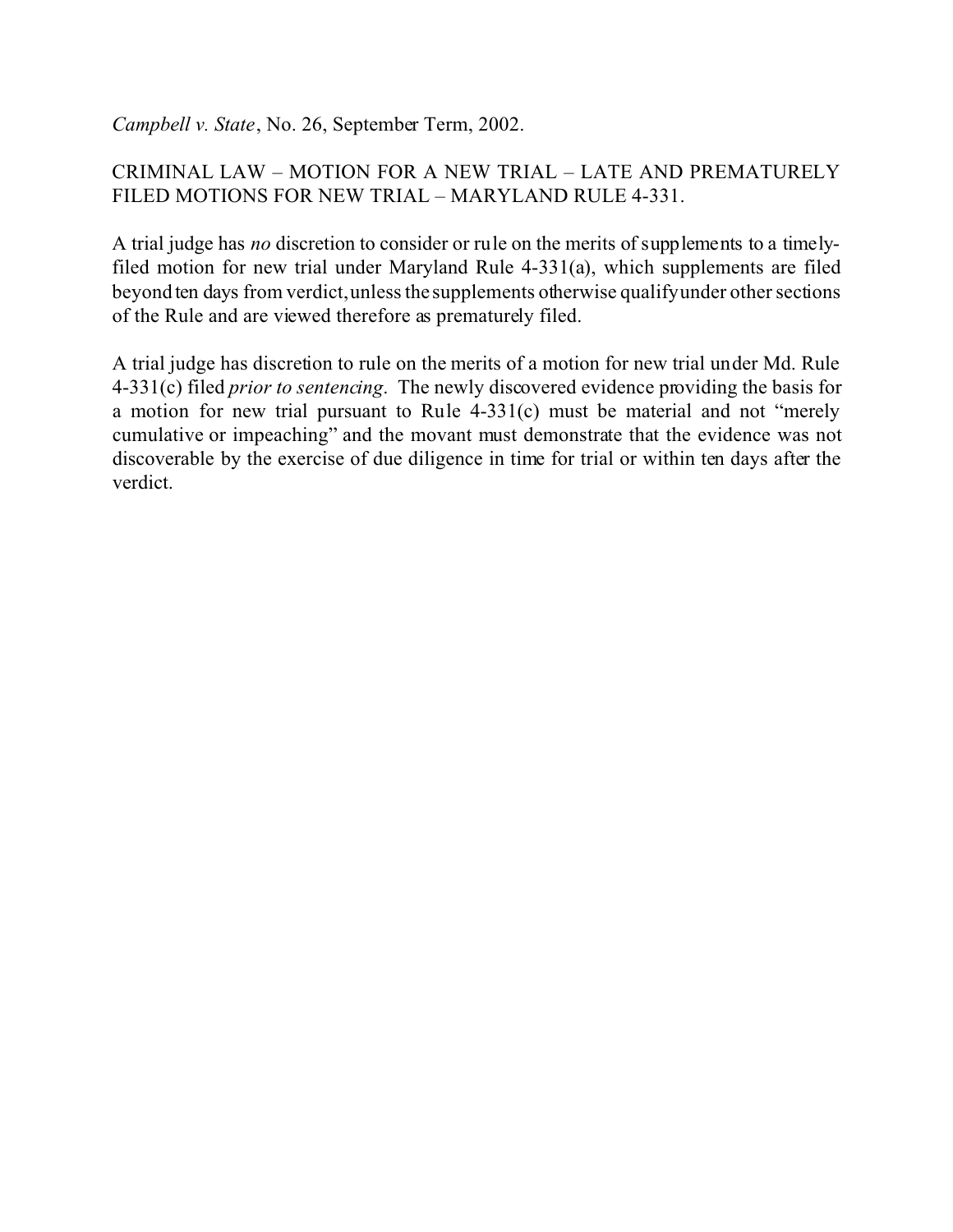*Campbell v. State*, No. 26, September Term, 2002.

CRIMINAL LAW – MOTION FOR A NEW TRIAL – LATE AND PREMATURELY FILED MOTIONS FOR NEW TRIAL – MARYLAND RULE 4-331.

A trial judge has *no* discretion to consider or rule on the merits of supplements to a timely-filed motion for new trial under Maryland Rule 4-331(a), which supplements are filed beyond ten days from verdict, unless the supplements otherwise qualify under other sections of the Rule and are viewed therefore as prematurely filed.

A trial judge has discretion to rule on the merits of a motion for new trial under Md. Rule 4-331(c) filed *prior to sentencing*. The newly discovered evidence providing the basis for a motion for new trial pursuant to Rule 4-331(c) must be material and not "merely cumulative or impeaching" and the movant must demonstrate that the evidence was not discoverable by the exercise of due diligence in time for trial or within ten days after the verdict.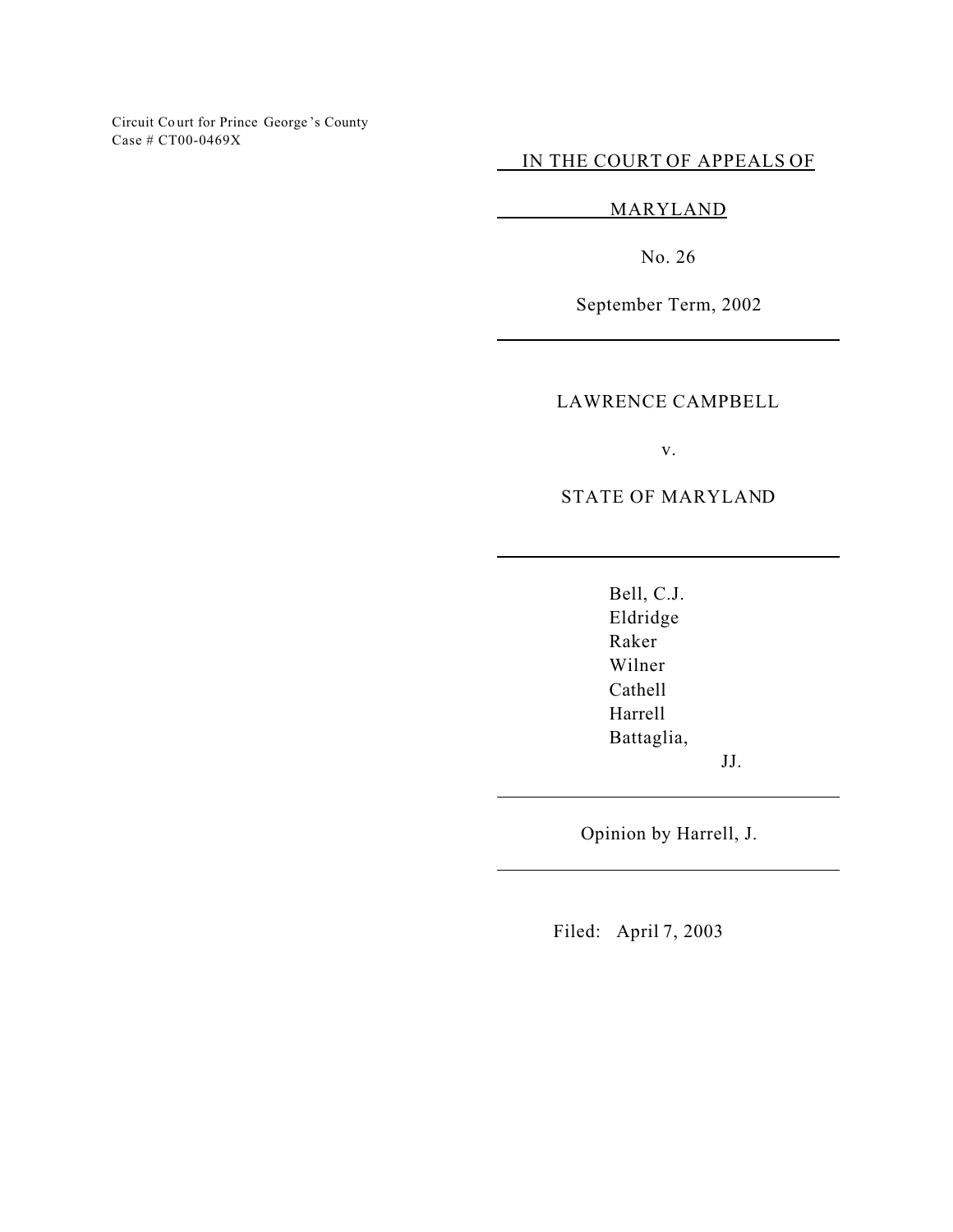Circuit Court for Prince George's County
Case # CT00-0469X

IN THE COURT OF APPEALS OF

MARYLAND

No. 26

September Term, 2002

---

LAWRENCE CAMPBELL

v.

STATE OF MARYLAND

---

Bell, C.J.
Eldridge
Raker
Wilner
Cathell
Harrell
Battaglia,
JJ.

---

Opinion by Harrell, J.

---

Filed: April 7, 2003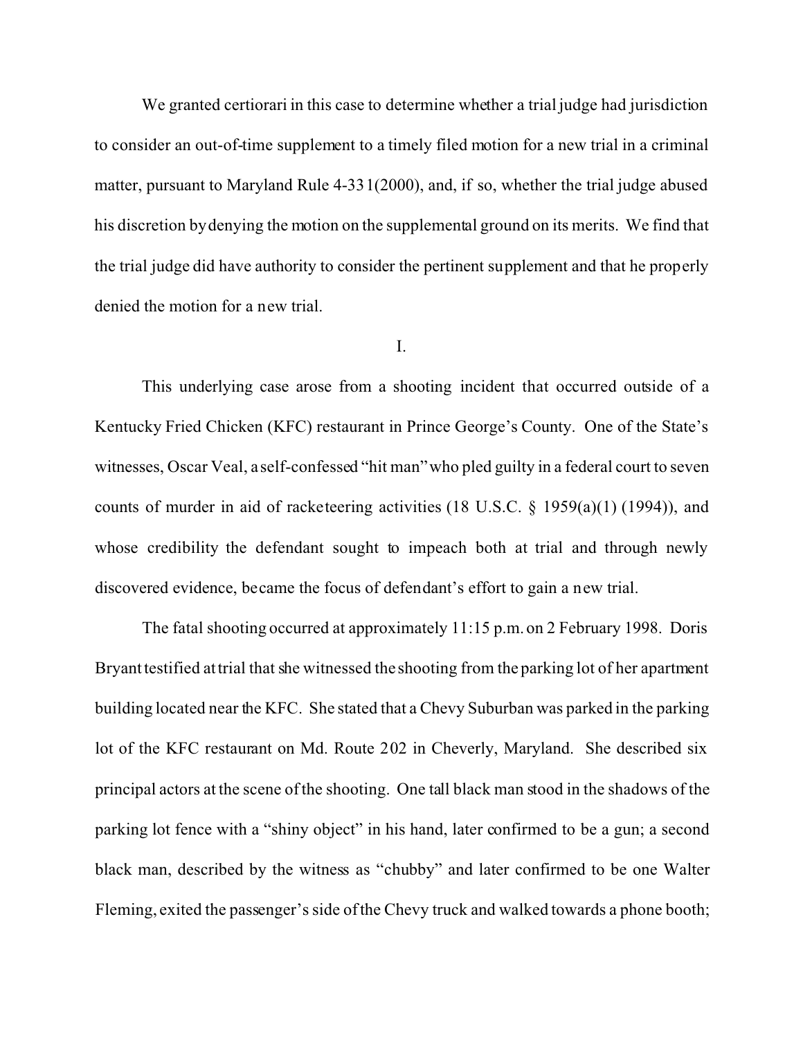We granted certiorari in this case to determine whether a trial judge had jurisdiction to consider an out-of-time supplement to a timely filed motion for a new trial in a criminal matter, pursuant to Maryland Rule 4-331(2000), and, if so, whether the trial judge abused his discretion by denying the motion on the supplemental ground on its merits. We find that the trial judge did have authority to consider the pertinent supplement and that he properly denied the motion for a new trial.

I.

This underlying case arose from a shooting incident that occurred outside of a Kentucky Fried Chicken (KFC) restaurant in Prince George's County. One of the State's witnesses, Oscar Veal, a self-confessed "hit man" who pled guilty in a federal court to seven counts of murder in aid of racketeering activities (18 U.S.C. § 1959(a)(1) (1994)), and whose credibility the defendant sought to impeach both at trial and through newly discovered evidence, became the focus of defendant's effort to gain a new trial.

The fatal shooting occurred at approximately 11:15 p.m. on 2 February 1998. Doris Bryant testified at trial that she witnessed the shooting from the parking lot of her apartment building located near the KFC. She stated that a Chevy Suburban was parked in the parking lot of the KFC restaurant on Md. Route 202 in Cheverly, Maryland. She described six principal actors at the scene of the shooting. One tall black man stood in the shadows of the parking lot fence with a "shiny object" in his hand, later confirmed to be a gun; a second black man, described by the witness as "chubby" and later confirmed to be one Walter Fleming, exited the passenger's side of the Chevy truck and walked towards a phone booth;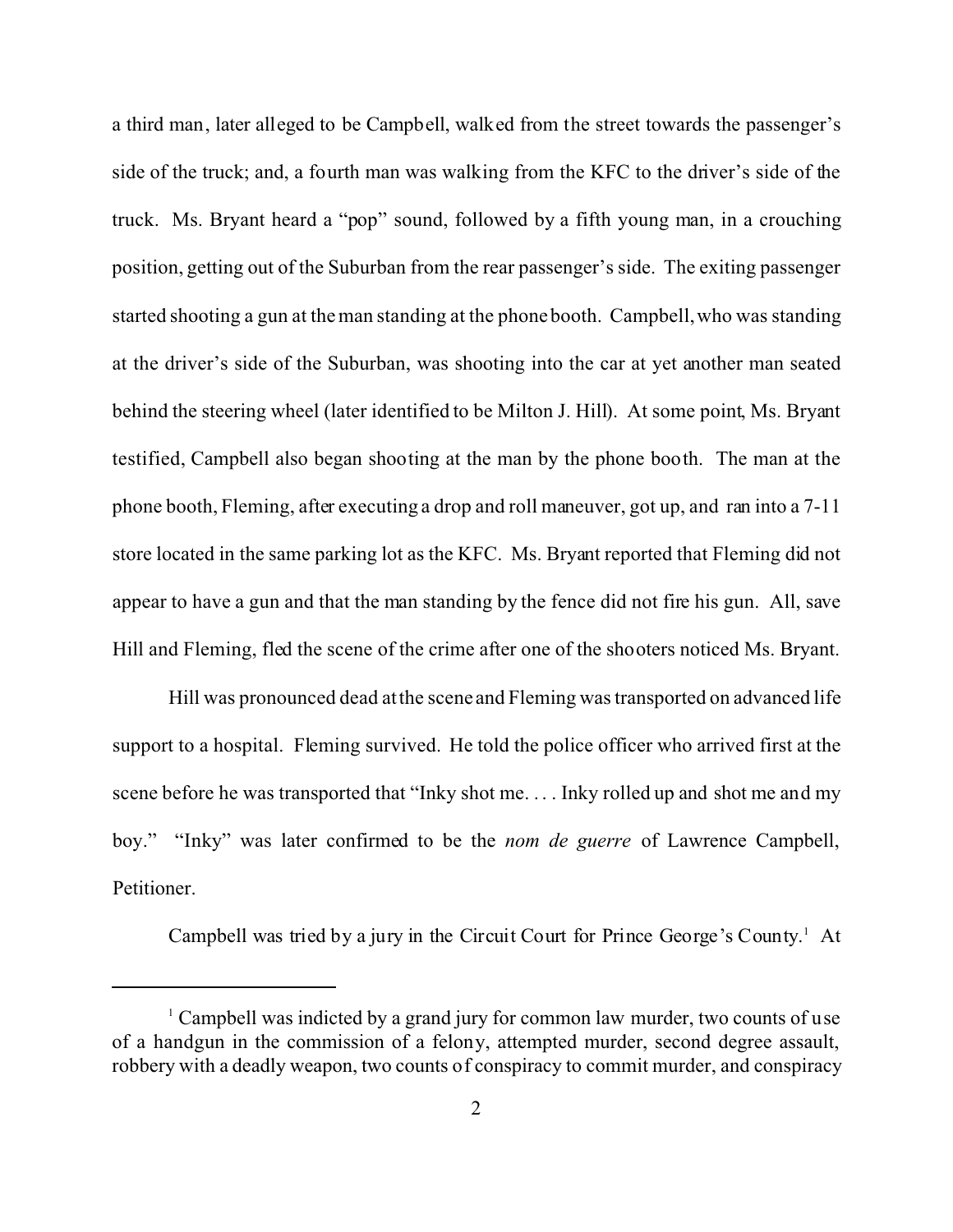a third man, later alleged to be Campbell, walked from the street towards the passenger's side of the truck; and, a fourth man was walking from the KFC to the driver's side of the truck. Ms. Bryant heard a "pop" sound, followed by a fifth young man, in a crouching position, getting out of the Suburban from the rear passenger's side. The exiting passenger started shooting a gun at the man standing at the phone booth. Campbell, who was standing at the driver's side of the Suburban, was shooting into the car at yet another man seated behind the steering wheel (later identified to be Milton J. Hill). At some point, Ms. Bryant testified, Campbell also began shooting at the man by the phone booth. The man at the phone booth, Fleming, after executing a drop and roll maneuver, got up, and ran into a 7-11 store located in the same parking lot as the KFC. Ms. Bryant reported that Fleming did not appear to have a gun and that the man standing by the fence did not fire his gun. All, save Hill and Fleming, fled the scene of the crime after one of the shooters noticed Ms. Bryant.

Hill was pronounced dead at the scene and Fleming was transported on advanced life support to a hospital. Fleming survived. He told the police officer who arrived first at the scene before he was transported that "Inky shot me. . . . Inky rolled up and shot me and my boy." "Inky" was later confirmed to be the *nom de guerre* of Lawrence Campbell, Petitioner.

Campbell was tried by a jury in the Circuit Court for Prince George's County.[1] At

[1] Campbell was indicted by a grand jury for common law murder, two counts of use of a handgun in the commission of a felony, attempted murder, second degree assault, robbery with a deadly weapon, two counts of conspiracy to commit murder, and conspiracy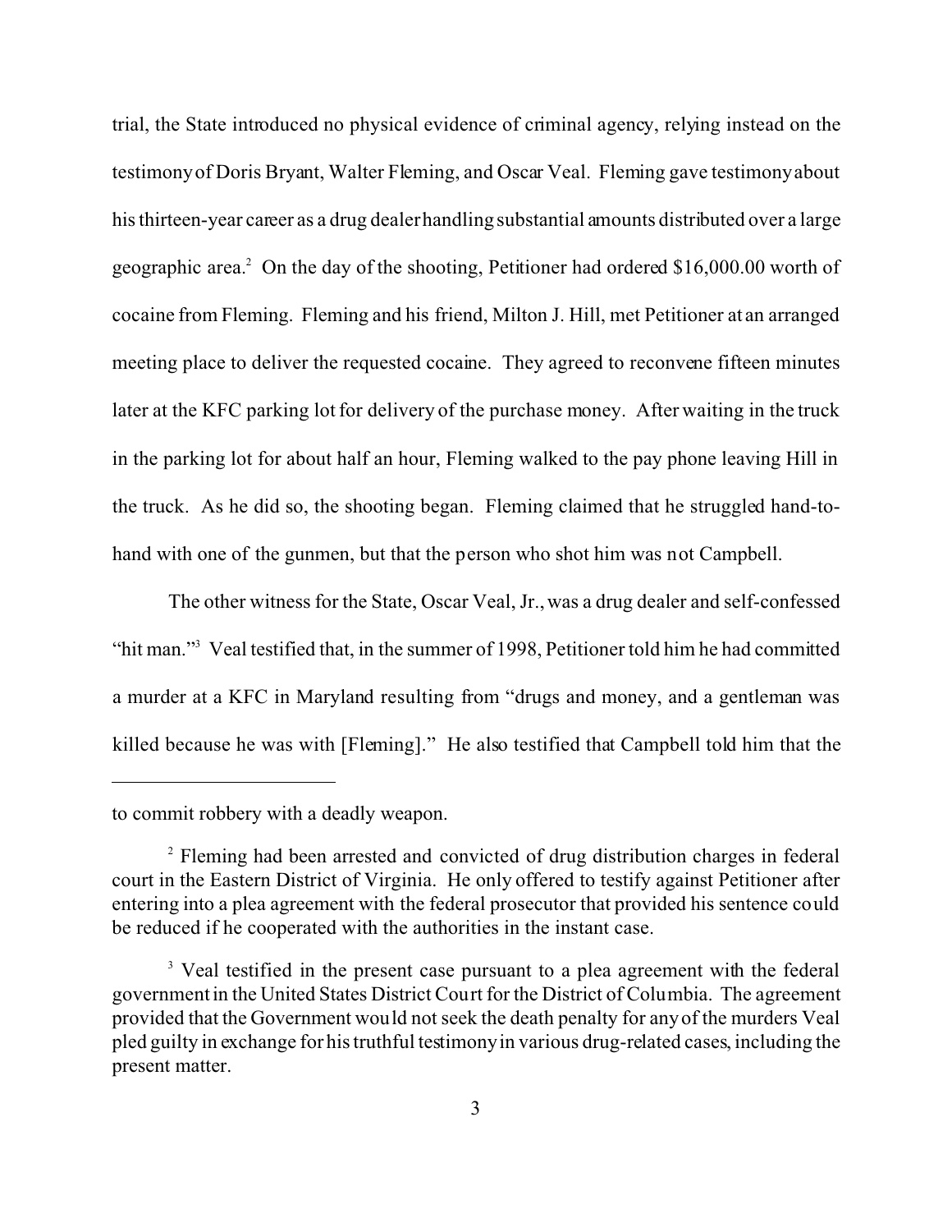trial, the State introduced no physical evidence of criminal agency, relying instead on the testimony of Doris Bryant, Walter Fleming, and Oscar Veal. Fleming gave testimony about his thirteen-year career as a drug dealer handling substantial amounts distributed over a large geographic area.[2] On the day of the shooting, Petitioner had ordered $16,000.00 worth of cocaine from Fleming. Fleming and his friend, Milton J. Hill, met Petitioner at an arranged meeting place to deliver the requested cocaine. They agreed to reconvene fifteen minutes later at the KFC parking lot for delivery of the purchase money. After waiting in the truck in the parking lot for about half an hour, Fleming walked to the pay phone leaving Hill in the truck. As he did so, the shooting began. Fleming claimed that he struggled hand-to-hand with one of the gunmen, but that the person who shot him was not Campbell.

The other witness for the State, Oscar Veal, Jr., was a drug dealer and self-confessed "hit man."[3] Veal testified that, in the summer of 1998, Petitioner told him he had committed a murder at a KFC in Maryland resulting from "drugs and money, and a gentleman was killed because he was with [Fleming]." He also testified that Campbell told him that the

---

to commit robbery with a deadly weapon.

[2] Fleming had been arrested and convicted of drug distribution charges in federal court in the Eastern District of Virginia. He only offered to testify against Petitioner after entering into a plea agreement with the federal prosecutor that provided his sentence could be reduced if he cooperated with the authorities in the instant case.

[3] Veal testified in the present case pursuant to a plea agreement with the federal government in the United States District Court for the District of Columbia. The agreement provided that the Government would not seek the death penalty for any of the murders Veal pled guilty in exchange for his truthful testimony in various drug-related cases, including the present matter.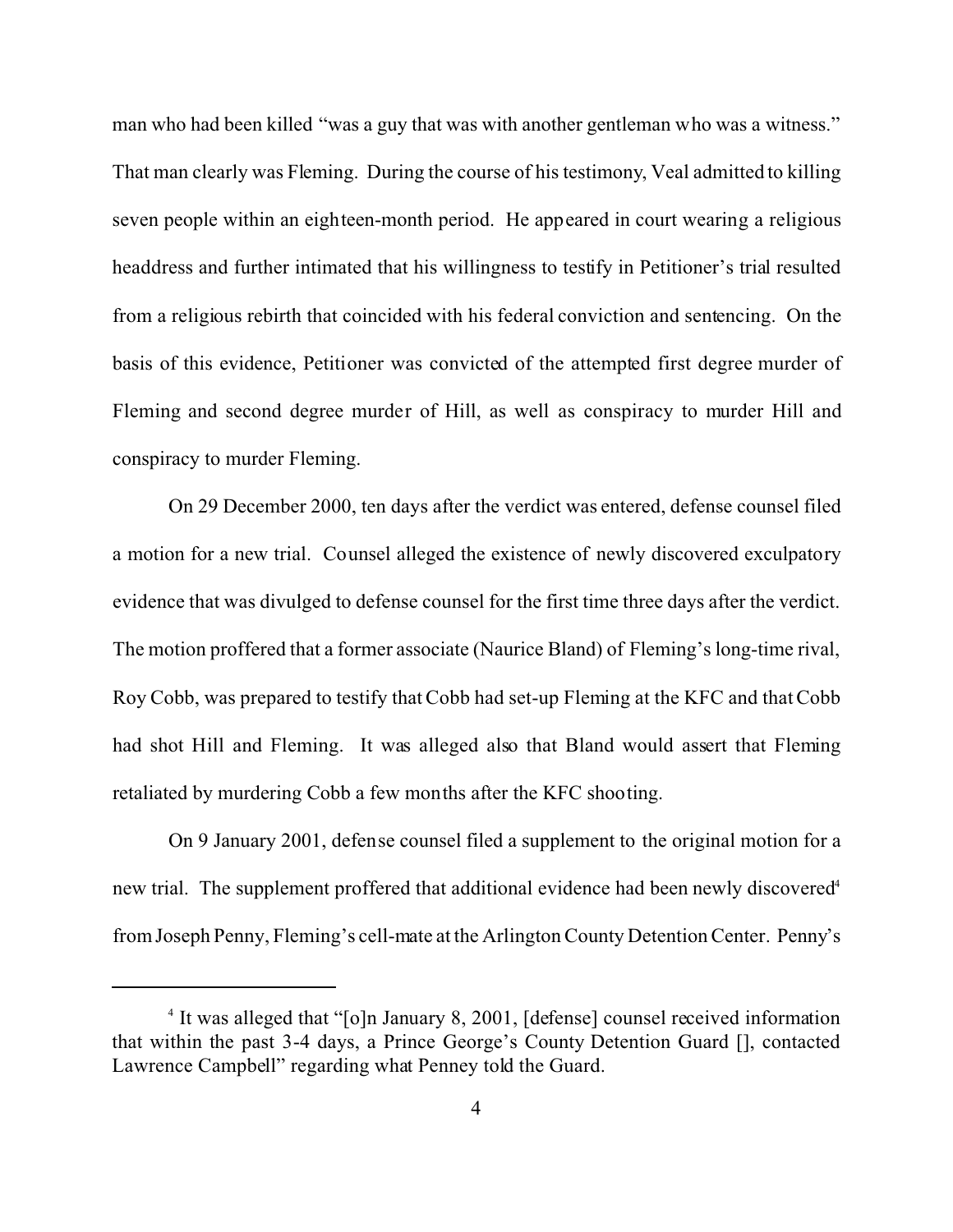man who had been killed "was a guy that was with another gentleman who was a witness." That man clearly was Fleming. During the course of his testimony, Veal admitted to killing seven people within an eighteen-month period. He appeared in court wearing a religious headdress and further intimated that his willingness to testify in Petitioner's trial resulted from a religious rebirth that coincided with his federal conviction and sentencing. On the basis of this evidence, Petitioner was convicted of the attempted first degree murder of Fleming and second degree murder of Hill, as well as conspiracy to murder Hill and conspiracy to murder Fleming.

On 29 December 2000, ten days after the verdict was entered, defense counsel filed a motion for a new trial. Counsel alleged the existence of newly discovered exculpatory evidence that was divulged to defense counsel for the first time three days after the verdict. The motion proffered that a former associate (Naurice Bland) of Fleming's long-time rival, Roy Cobb, was prepared to testify that Cobb had set-up Fleming at the KFC and that Cobb had shot Hill and Fleming. It was alleged also that Bland would assert that Fleming retaliated by murdering Cobb a few months after the KFC shooting.

On 9 January 2001, defense counsel filed a supplement to the original motion for a new trial. The supplement proffered that additional evidence had been newly discovered[4] from Joseph Penny, Fleming's cell-mate at the Arlington County Detention Center. Penny's

[4] It was alleged that "[o]n January 8, 2001, [defense] counsel received information that within the past 3-4 days, a Prince George's County Detention Guard [], contacted Lawrence Campbell" regarding what Penney told the Guard.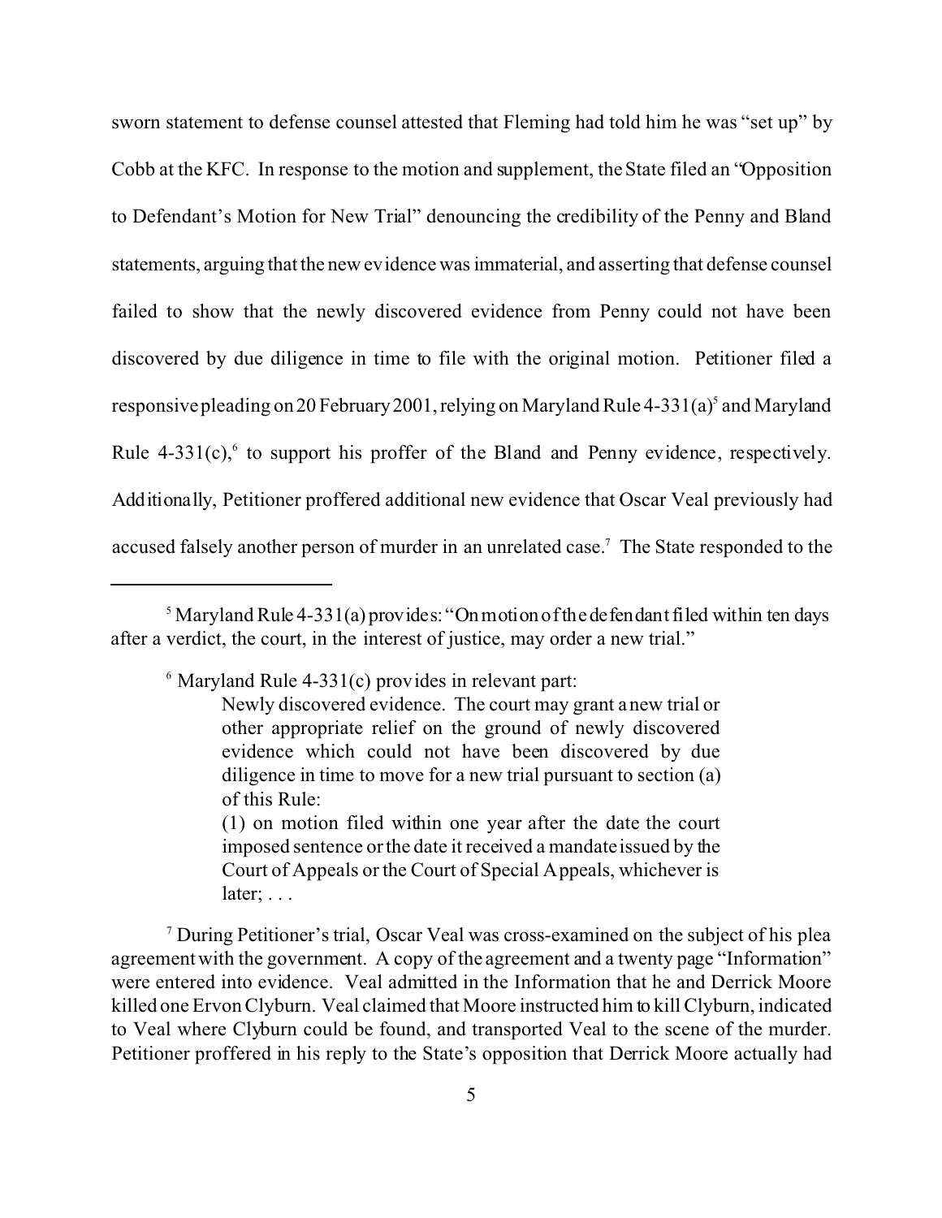sworn statement to defense counsel attested that Fleming had told him he was "set up" by Cobb at the KFC. In response to the motion and supplement, the State filed an "Opposition to Defendant's Motion for New Trial" denouncing the credibility of the Penny and Bland statements, arguing that the new evidence was immaterial, and asserting that defense counsel failed to show that the newly discovered evidence from Penny could not have been discovered by due diligence in time to file with the original motion. Petitioner filed a responsive pleading on 20 February 2001, relying on Maryland Rule 4-331(a)[5] and Maryland Rule 4-331(c),[6] to support his proffer of the Bland and Penny evidence, respectively. Additionally, Petitioner proffered additional new evidence that Oscar Veal previously had accused falsely another person of murder in an unrelated case.[7] The State responded to the

---

[5] Maryland Rule 4-331(a) provides: "On motion of the defendant filed within ten days after a verdict, the court, in the interest of justice, may order a new trial."

[6] Maryland Rule 4-331(c) provides in relevant part:

> Newly discovered evidence. The court may grant a new trial or other appropriate relief on the ground of newly discovered evidence which could not have been discovered by due diligence in time to move for a new trial pursuant to section (a) of this Rule:
> (1) on motion filed within one year after the date the court imposed sentence or the date it received a mandate issued by the Court of Appeals or the Court of Special Appeals, whichever is later; . . .

[7] During Petitioner's trial, Oscar Veal was cross-examined on the subject of his plea agreement with the government. A copy of the agreement and a twenty page "Information" were entered into evidence. Veal admitted in the Information that he and Derrick Moore killed one Ervon Clyburn. Veal claimed that Moore instructed him to kill Clyburn, indicated to Veal where Clyburn could be found, and transported Veal to the scene of the murder. Petitioner proffered in his reply to the State's opposition that Derrick Moore actually had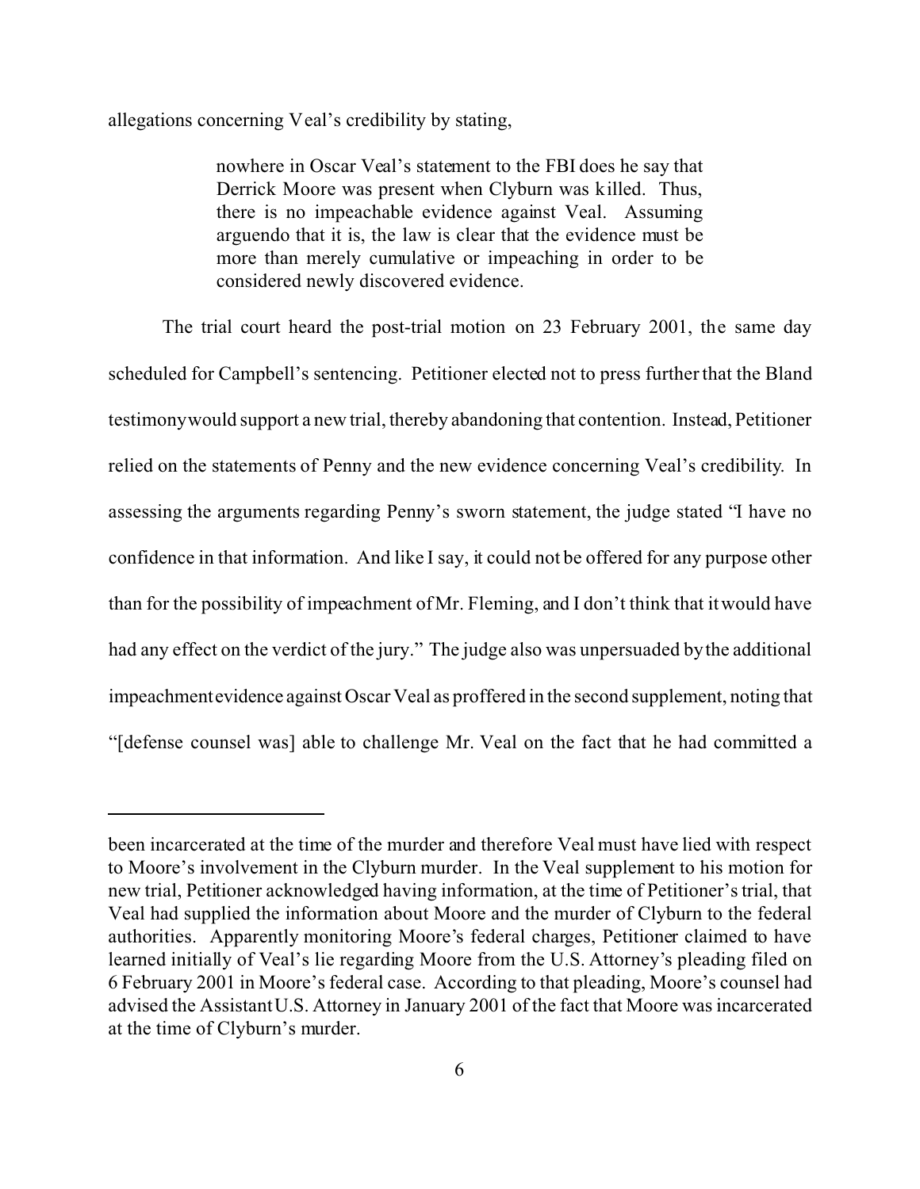allegations concerning Veal's credibility by stating,

> nowhere in Oscar Veal's statement to the FBI does he say that Derrick Moore was present when Clyburn was killed. Thus, there is no impeachable evidence against Veal. Assuming arguendo that it is, the law is clear that the evidence must be more than merely cumulative or impeaching in order to be considered newly discovered evidence.

The trial court heard the post-trial motion on 23 February 2001, the same day scheduled for Campbell's sentencing. Petitioner elected not to press further that the Bland testimony would support a new trial, thereby abandoning that contention. Instead, Petitioner relied on the statements of Penny and the new evidence concerning Veal's credibility. In assessing the arguments regarding Penny's sworn statement, the judge stated "I have no confidence in that information. And like I say, it could not be offered for any purpose other than for the possibility of impeachment of Mr. Fleming, and I don't think that it would have had any effect on the verdict of the jury." The judge also was unpersuaded by the additional impeachment evidence against Oscar Veal as proffered in the second supplement, noting that "[defense counsel was] able to challenge Mr. Veal on the fact that he had committed a

---

been incarcerated at the time of the murder and therefore Veal must have lied with respect to Moore's involvement in the Clyburn murder. In the Veal supplement to his motion for new trial, Petitioner acknowledged having information, at the time of Petitioner's trial, that Veal had supplied the information about Moore and the murder of Clyburn to the federal authorities. Apparently monitoring Moore's federal charges, Petitioner claimed to have learned initially of Veal's lie regarding Moore from the U.S. Attorney's pleading filed on 6 February 2001 in Moore's federal case. According to that pleading, Moore's counsel had advised the Assistant U.S. Attorney in January 2001 of the fact that Moore was incarcerated at the time of Clyburn's murder.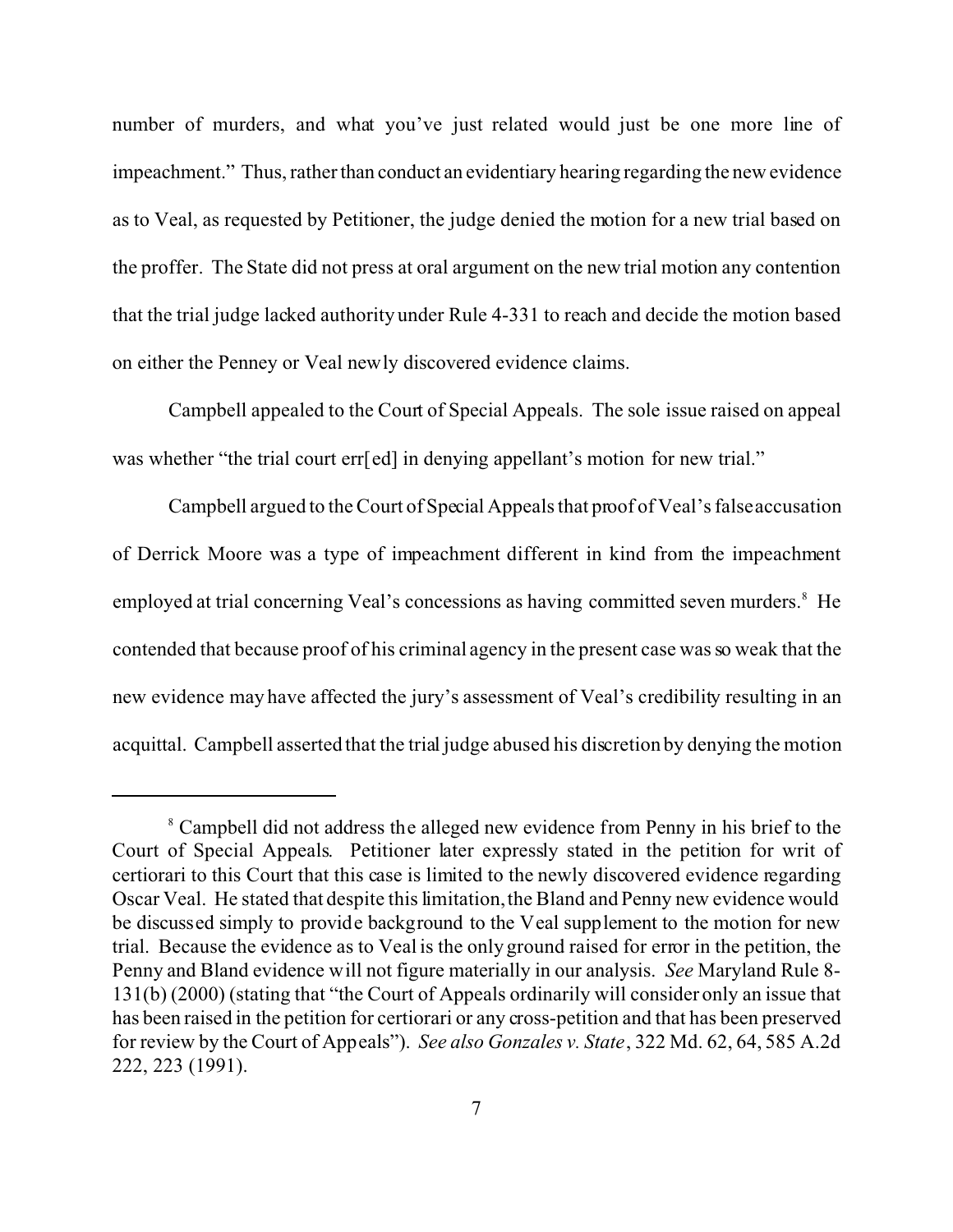number of murders, and what you've just related would just be one more line of impeachment." Thus, rather than conduct an evidentiary hearing regarding the new evidence as to Veal, as requested by Petitioner, the judge denied the motion for a new trial based on the proffer. The State did not press at oral argument on the new trial motion any contention that the trial judge lacked authority under Rule 4-331 to reach and decide the motion based on either the Penney or Veal newly discovered evidence claims.

Campbell appealed to the Court of Special Appeals. The sole issue raised on appeal was whether "the trial court err[ed] in denying appellant's motion for new trial."

Campbell argued to the Court of Special Appeals that proof of Veal's false accusation of Derrick Moore was a type of impeachment different in kind from the impeachment employed at trial concerning Veal's concessions as having committed seven murders.[8] He contended that because proof of his criminal agency in the present case was so weak that the new evidence may have affected the jury's assessment of Veal's credibility resulting in an acquittal. Campbell asserted that the trial judge abused his discretion by denying the motion

---

[8] Campbell did not address the alleged new evidence from Penny in his brief to the Court of Special Appeals. Petitioner later expressly stated in the petition for writ of certiorari to this Court that this case is limited to the newly discovered evidence regarding Oscar Veal. He stated that despite this limitation, the Bland and Penny new evidence would be discussed simply to provide background to the Veal supplement to the motion for new trial. Because the evidence as to Veal is the only ground raised for error in the petition, the Penny and Bland evidence will not figure materially in our analysis. *See* Maryland Rule 8-131(b) (2000) (stating that "the Court of Appeals ordinarily will consider only an issue that has been raised in the petition for certiorari or any cross-petition and that has been preserved for review by the Court of Appeals"). *See also Gonzales v. State*, 322 Md. 62, 64, 585 A.2d 222, 223 (1991).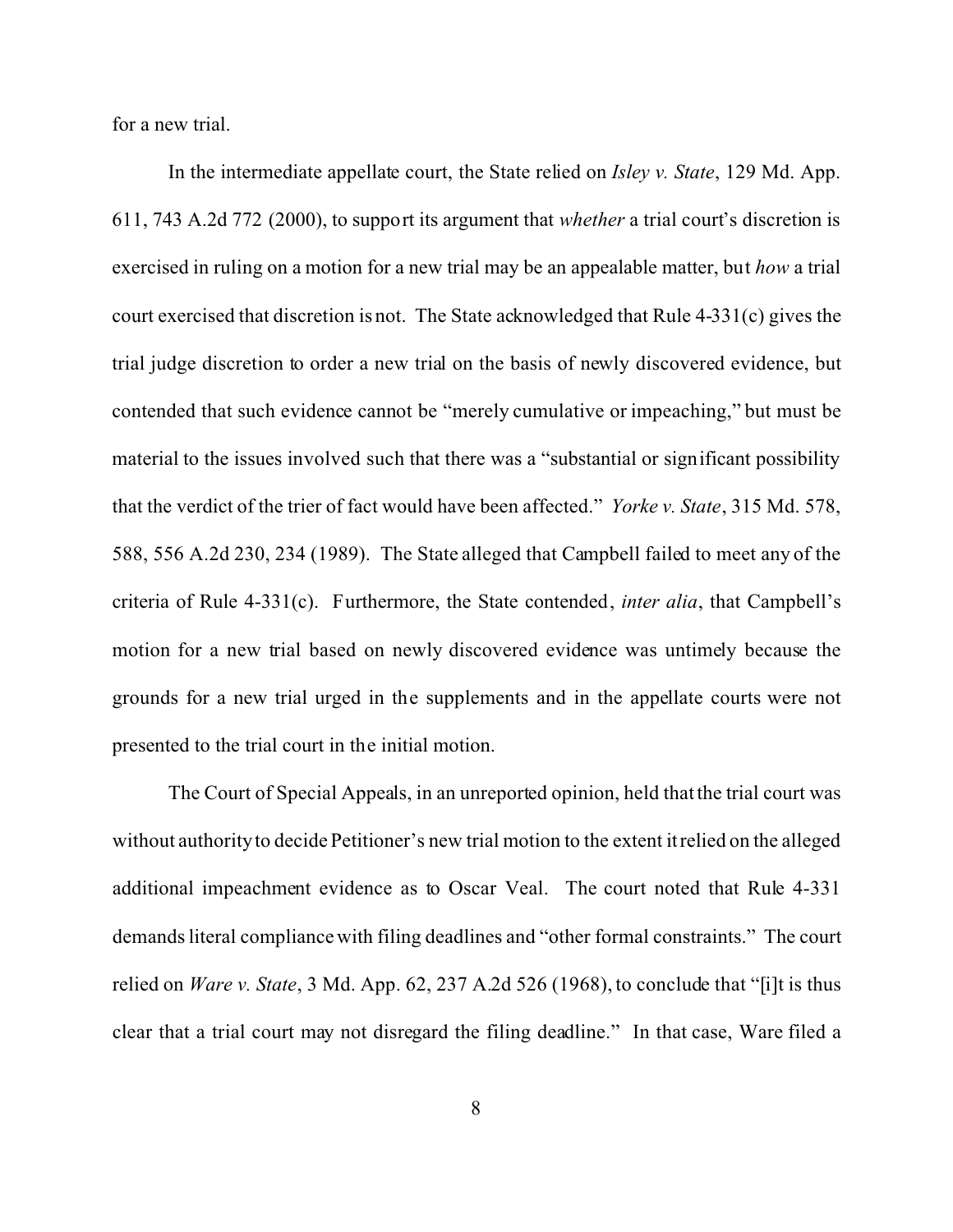for a new trial.

In the intermediate appellate court, the State relied on *Isley v. State*, 129 Md. App. 611, 743 A.2d 772 (2000), to support its argument that *whether* a trial court's discretion is exercised in ruling on a motion for a new trial may be an appealable matter, but *how* a trial court exercised that discretion is not. The State acknowledged that Rule 4-331(c) gives the trial judge discretion to order a new trial on the basis of newly discovered evidence, but contended that such evidence cannot be "merely cumulative or impeaching," but must be material to the issues involved such that there was a "substantial or significant possibility that the verdict of the trier of fact would have been affected." *Yorke v. State*, 315 Md. 578, 588, 556 A.2d 230, 234 (1989). The State alleged that Campbell failed to meet any of the criteria of Rule 4-331(c). Furthermore, the State contended, *inter alia*, that Campbell's motion for a new trial based on newly discovered evidence was untimely because the grounds for a new trial urged in the supplements and in the appellate courts were not presented to the trial court in the initial motion.

The Court of Special Appeals, in an unreported opinion, held that the trial court was without authority to decide Petitioner's new trial motion to the extent it relied on the alleged additional impeachment evidence as to Oscar Veal. The court noted that Rule 4-331 demands literal compliance with filing deadlines and "other formal constraints." The court relied on *Ware v. State*, 3 Md. App. 62, 237 A.2d 526 (1968), to conclude that "[i]t is thus clear that a trial court may not disregard the filing deadline." In that case, Ware filed a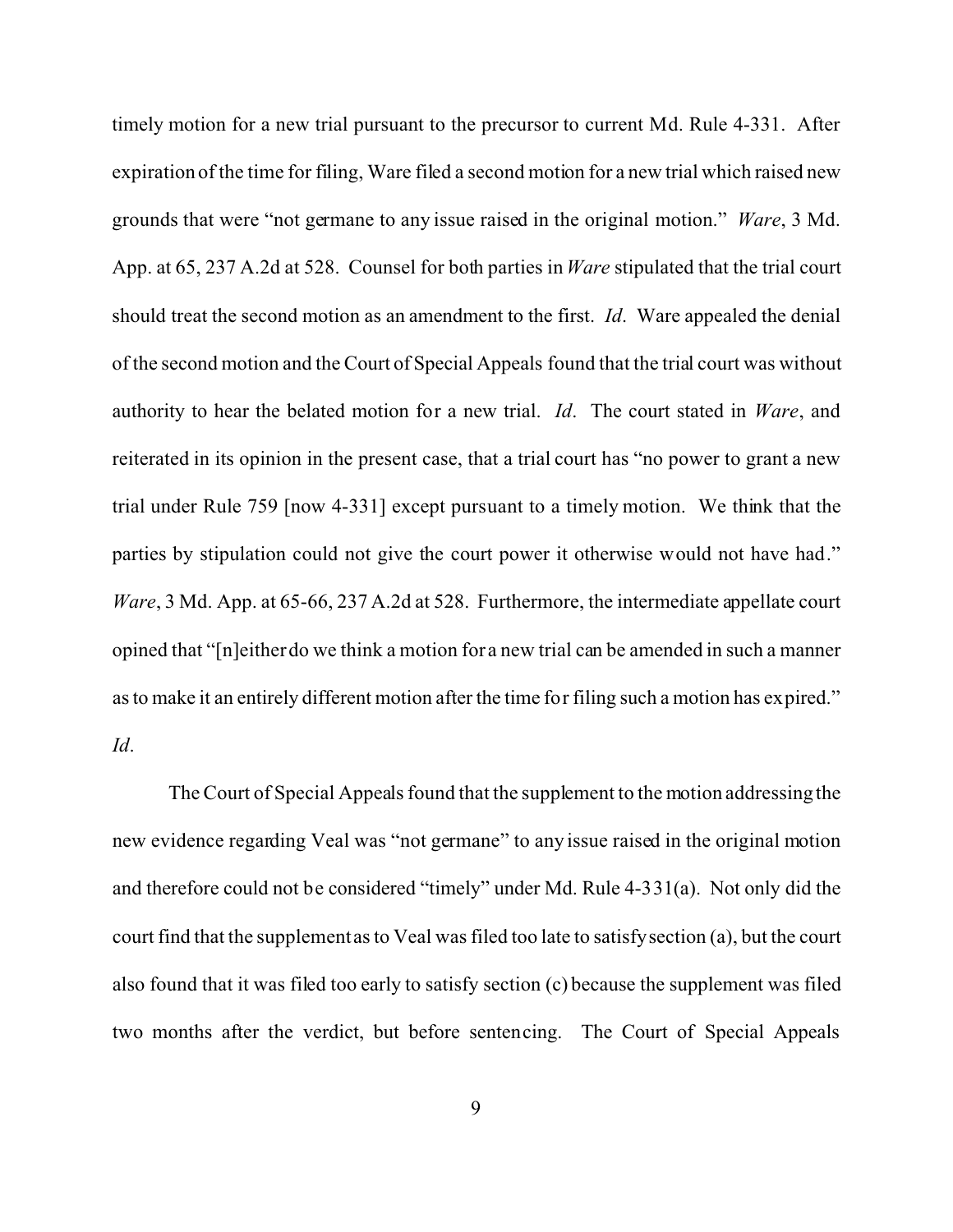timely motion for a new trial pursuant to the precursor to current Md. Rule 4-331. After expiration of the time for filing, Ware filed a second motion for a new trial which raised new grounds that were "not germane to any issue raised in the original motion." *Ware*, 3 Md. App. at 65, 237 A.2d at 528. Counsel for both parties in *Ware* stipulated that the trial court should treat the second motion as an amendment to the first. *Id*. Ware appealed the denial of the second motion and the Court of Special Appeals found that the trial court was without authority to hear the belated motion for a new trial. *Id*. The court stated in *Ware*, and reiterated in its opinion in the present case, that a trial court has "no power to grant a new trial under Rule 759 [now 4-331] except pursuant to a timely motion. We think that the parties by stipulation could not give the court power it otherwise would not have had." *Ware*, 3 Md. App. at 65-66, 237 A.2d at 528. Furthermore, the intermediate appellate court opined that "[n]either do we think a motion for a new trial can be amended in such a manner as to make it an entirely different motion after the time for filing such a motion has expired." *Id*.

The Court of Special Appeals found that the supplement to the motion addressing the new evidence regarding Veal was "not germane" to any issue raised in the original motion and therefore could not be considered "timely" under Md. Rule 4-331(a). Not only did the court find that the supplement as to Veal was filed too late to satisfy section (a), but the court also found that it was filed too early to satisfy section (c) because the supplement was filed two months after the verdict, but before sentencing. The Court of Special Appeals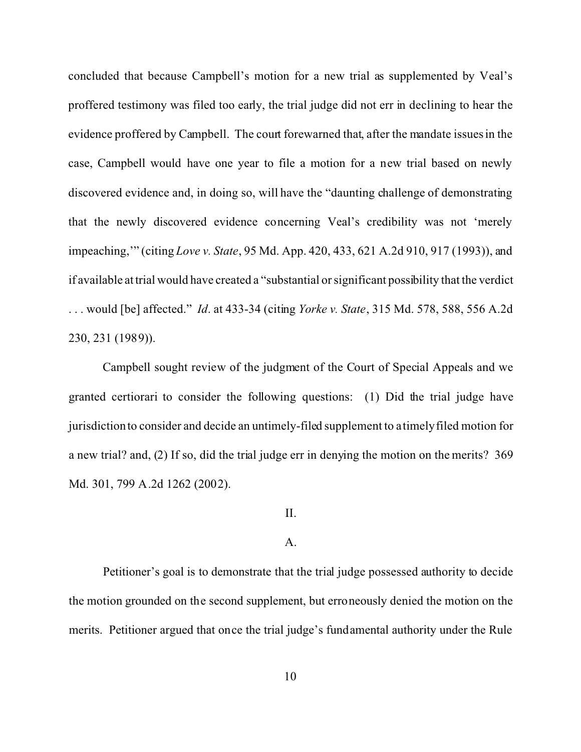concluded that because Campbell's motion for a new trial as supplemented by Veal's proffered testimony was filed too early, the trial judge did not err in declining to hear the evidence proffered by Campbell. The court forewarned that, after the mandate issues in the case, Campbell would have one year to file a motion for a new trial based on newly discovered evidence and, in doing so, will have the "daunting challenge of demonstrating that the newly discovered evidence concerning Veal's credibility was not 'merely impeaching,'" (citing *Love v. State*, 95 Md. App. 420, 433, 621 A.2d 910, 917 (1993)), and if available at trial would have created a "substantial or significant possibility that the verdict . . . would [be] affected." *Id*. at 433-34 (citing *Yorke v. State*, 315 Md. 578, 588, 556 A.2d 230, 231 (1989)).

Campbell sought review of the judgment of the Court of Special Appeals and we granted certiorari to consider the following questions: (1) Did the trial judge have jurisdiction to consider and decide an untimely-filed supplement to a timely filed motion for a new trial? and, (2) If so, did the trial judge err in denying the motion on the merits? 369 Md. 301, 799 A.2d 1262 (2002).

## II.

### A.

Petitioner's goal is to demonstrate that the trial judge possessed authority to decide the motion grounded on the second supplement, but erroneously denied the motion on the merits. Petitioner argued that once the trial judge's fundamental authority under the Rule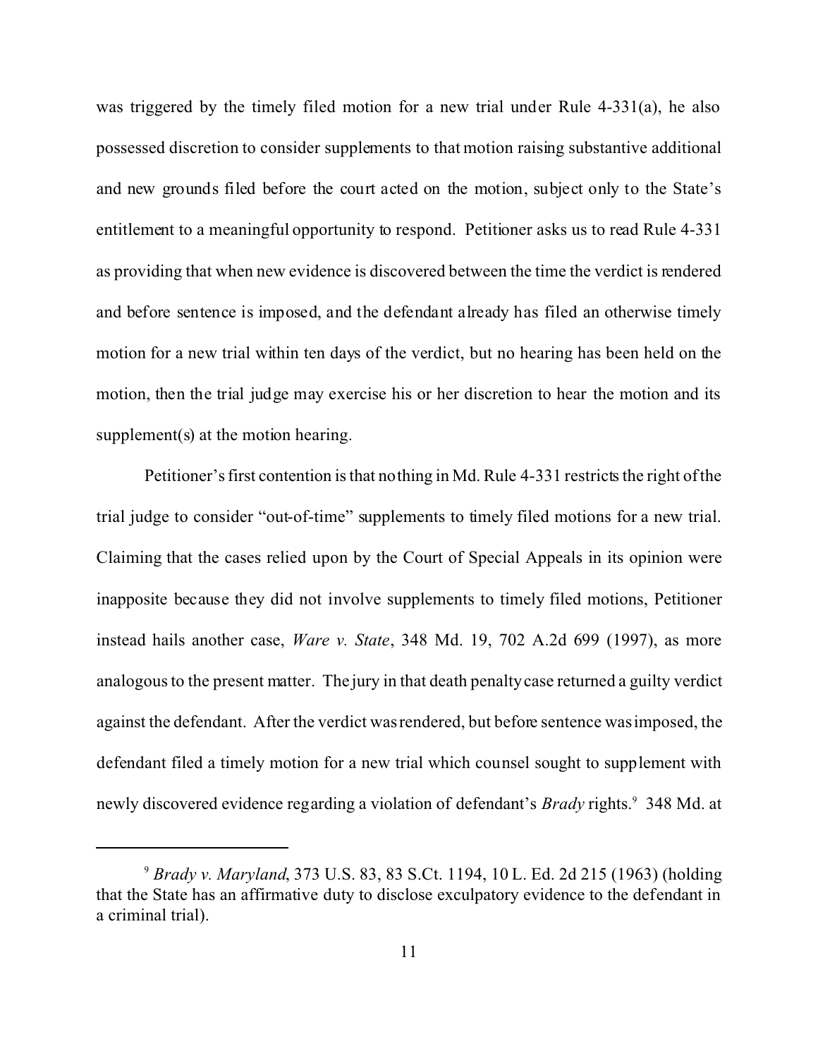was triggered by the timely filed motion for a new trial under Rule 4-331(a), he also possessed discretion to consider supplements to that motion raising substantive additional and new grounds filed before the court acted on the motion, subject only to the State's entitlement to a meaningful opportunity to respond. Petitioner asks us to read Rule 4-331 as providing that when new evidence is discovered between the time the verdict is rendered and before sentence is imposed, and the defendant already has filed an otherwise timely motion for a new trial within ten days of the verdict, but no hearing has been held on the motion, then the trial judge may exercise his or her discretion to hear the motion and its supplement(s) at the motion hearing.

Petitioner's first contention is that nothing in Md. Rule 4-331 restricts the right of the trial judge to consider "out-of-time" supplements to timely filed motions for a new trial. Claiming that the cases relied upon by the Court of Special Appeals in its opinion were inapposite because they did not involve supplements to timely filed motions, Petitioner instead hails another case, *Ware v. State*, 348 Md. 19, 702 A.2d 699 (1997), as more analogous to the present matter. The jury in that death penalty case returned a guilty verdict against the defendant. After the verdict was rendered, but before sentence was imposed, the defendant filed a timely motion for a new trial which counsel sought to supplement with newly discovered evidence regarding a violation of defendant's *Brady* rights.[9] 348 Md. at

---

[9] *Brady v. Maryland*, 373 U.S. 83, 83 S.Ct. 1194, 10 L. Ed. 2d 215 (1963) (holding that the State has an affirmative duty to disclose exculpatory evidence to the defendant in a criminal trial).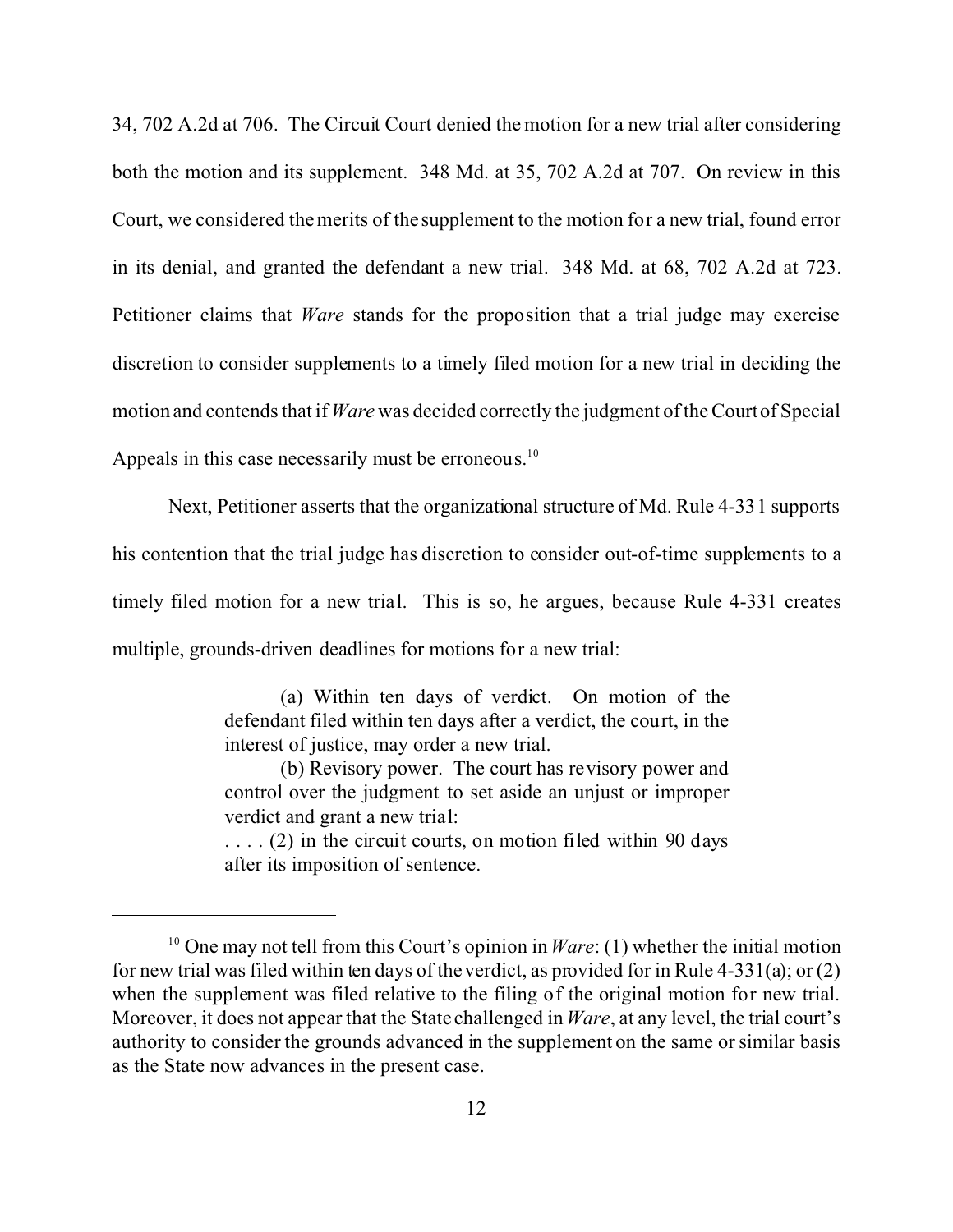34, 702 A.2d at 706. The Circuit Court denied the motion for a new trial after considering both the motion and its supplement. 348 Md. at 35, 702 A.2d at 707. On review in this Court, we considered the merits of the supplement to the motion for a new trial, found error in its denial, and granted the defendant a new trial. 348 Md. at 68, 702 A.2d at 723. Petitioner claims that *Ware* stands for the proposition that a trial judge may exercise discretion to consider supplements to a timely filed motion for a new trial in deciding the motion and contends that if *Ware* was decided correctly the judgment of the Court of Special Appeals in this case necessarily must be erroneous.[10]

Next, Petitioner asserts that the organizational structure of Md. Rule 4-331 supports his contention that the trial judge has discretion to consider out-of-time supplements to a timely filed motion for a new trial. This is so, he argues, because Rule 4-331 creates multiple, grounds-driven deadlines for motions for a new trial:

> (a) Within ten days of verdict. On motion of the defendant filed within ten days after a verdict, the court, in the interest of justice, may order a new trial.
>
> (b) Revisory power. The court has revisory power and control over the judgment to set aside an unjust or improper verdict and grant a new trial:
>
> . . . . (2) in the circuit courts, on motion filed within 90 days after its imposition of sentence.

---

[10] One may not tell from this Court's opinion in *Ware*: (1) whether the initial motion for new trial was filed within ten days of the verdict, as provided for in Rule 4-331(a); or (2) when the supplement was filed relative to the filing of the original motion for new trial. Moreover, it does not appear that the State challenged in *Ware*, at any level, the trial court's authority to consider the grounds advanced in the supplement on the same or similar basis as the State now advances in the present case.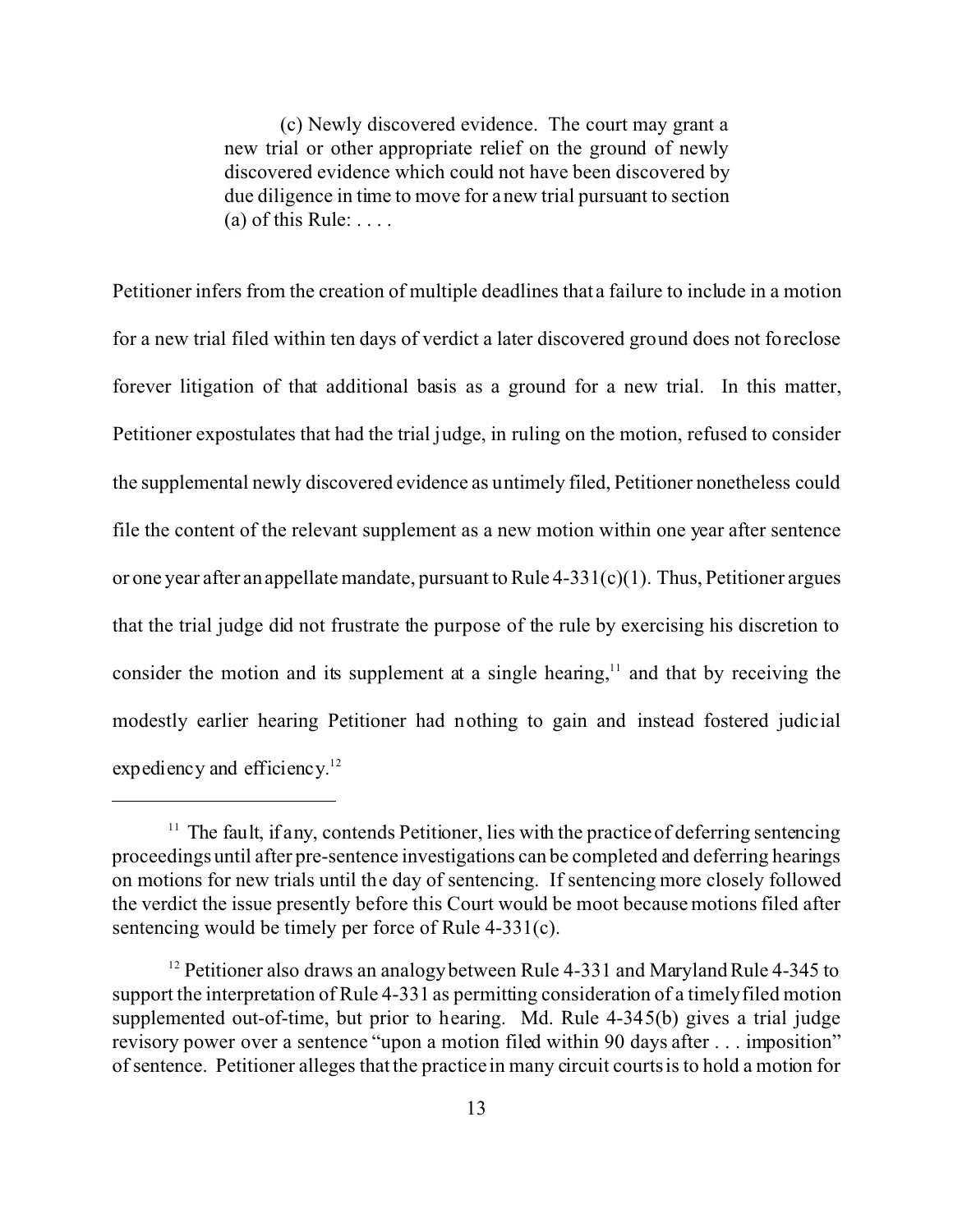> (c) Newly discovered evidence. The court may grant a new trial or other appropriate relief on the ground of newly discovered evidence which could not have been discovered by due diligence in time to move for a new trial pursuant to section (a) of this Rule: . . . .

Petitioner infers from the creation of multiple deadlines that a failure to include in a motion for a new trial filed within ten days of verdict a later discovered ground does not foreclose forever litigation of that additional basis as a ground for a new trial. In this matter, Petitioner expostulates that had the trial judge, in ruling on the motion, refused to consider the supplemental newly discovered evidence as untimely filed, Petitioner nonetheless could file the content of the relevant supplement as a new motion within one year after sentence or one year after an appellate mandate, pursuant to Rule 4-331(c)(1). Thus, Petitioner argues that the trial judge did not frustrate the purpose of the rule by exercising his discretion to consider the motion and its supplement at a single hearing,[11] and that by receiving the modestly earlier hearing Petitioner had nothing to gain and instead fostered judicial expediency and efficiency.[12]

---

[11] The fault, if any, contends Petitioner, lies with the practice of deferring sentencing proceedings until after pre-sentence investigations can be completed and deferring hearings on motions for new trials until the day of sentencing. If sentencing more closely followed the verdict the issue presently before this Court would be moot because motions filed after sentencing would be timely per force of Rule 4-331(c).

[12] Petitioner also draws an analogy between Rule 4-331 and Maryland Rule 4-345 to support the interpretation of Rule 4-331 as permitting consideration of a timely filed motion supplemented out-of-time, but prior to hearing. Md. Rule 4-345(b) gives a trial judge revisory power over a sentence "upon a motion filed within 90 days after . . . imposition" of sentence. Petitioner alleges that the practice in many circuit courts is to hold a motion for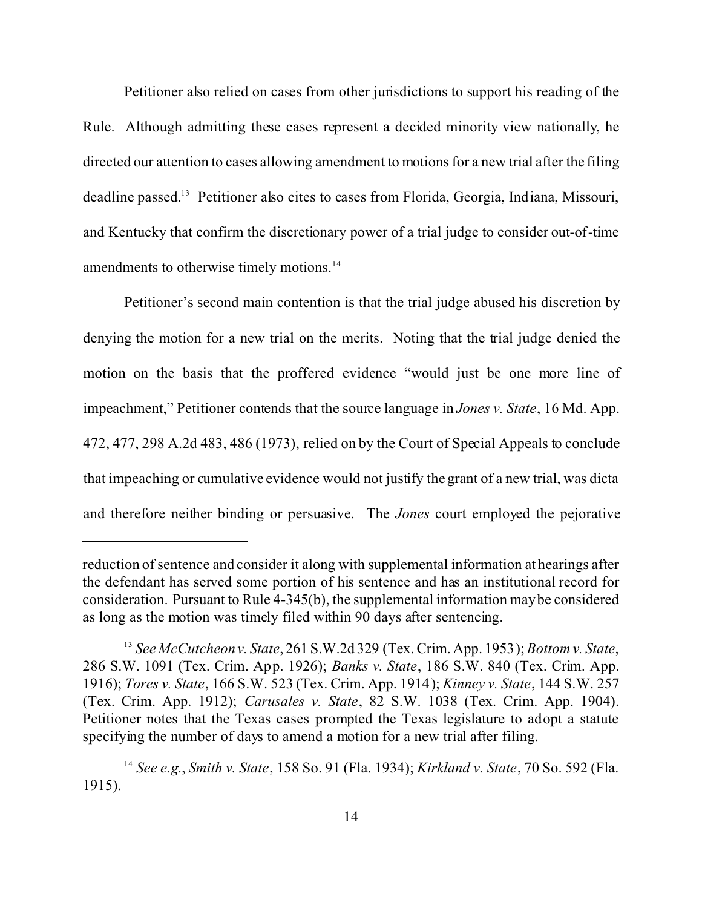Petitioner also relied on cases from other jurisdictions to support his reading of the Rule. Although admitting these cases represent a decided minority view nationally, he directed our attention to cases allowing amendment to motions for a new trial after the filing deadline passed.[13] Petitioner also cites to cases from Florida, Georgia, Indiana, Missouri, and Kentucky that confirm the discretionary power of a trial judge to consider out-of-time amendments to otherwise timely motions.[14]

Petitioner's second main contention is that the trial judge abused his discretion by denying the motion for a new trial on the merits. Noting that the trial judge denied the motion on the basis that the proffered evidence "would just be one more line of impeachment," Petitioner contends that the source language in *Jones v. State*, 16 Md. App. 472, 477, 298 A.2d 483, 486 (1973), relied on by the Court of Special Appeals to conclude that impeaching or cumulative evidence would not justify the grant of a new trial, was dicta and therefore neither binding or persuasive. The *Jones* court employed the pejorative

---

reduction of sentence and consider it along with supplemental information at hearings after the defendant has served some portion of his sentence and has an institutional record for consideration. Pursuant to Rule 4-345(b), the supplemental information may be considered as long as the motion was timely filed within 90 days after sentencing.

[13] *See McCutcheon v. State*, 261 S.W.2d 329 (Tex. Crim. App. 1953); *Bottom v. State*, 286 S.W. 1091 (Tex. Crim. App. 1926); *Banks v. State*, 186 S.W. 840 (Tex. Crim. App. 1916); *Tores v. State*, 166 S.W. 523 (Tex. Crim. App. 1914); *Kinney v. State*, 144 S.W. 257 (Tex. Crim. App. 1912); *Carusales v. State*, 82 S.W. 1038 (Tex. Crim. App. 1904). Petitioner notes that the Texas cases prompted the Texas legislature to adopt a statute specifying the number of days to amend a motion for a new trial after filing.

[14] *See e.g.*, *Smith v. State*, 158 So. 91 (Fla. 1934); *Kirkland v. State*, 70 So. 592 (Fla. 1915).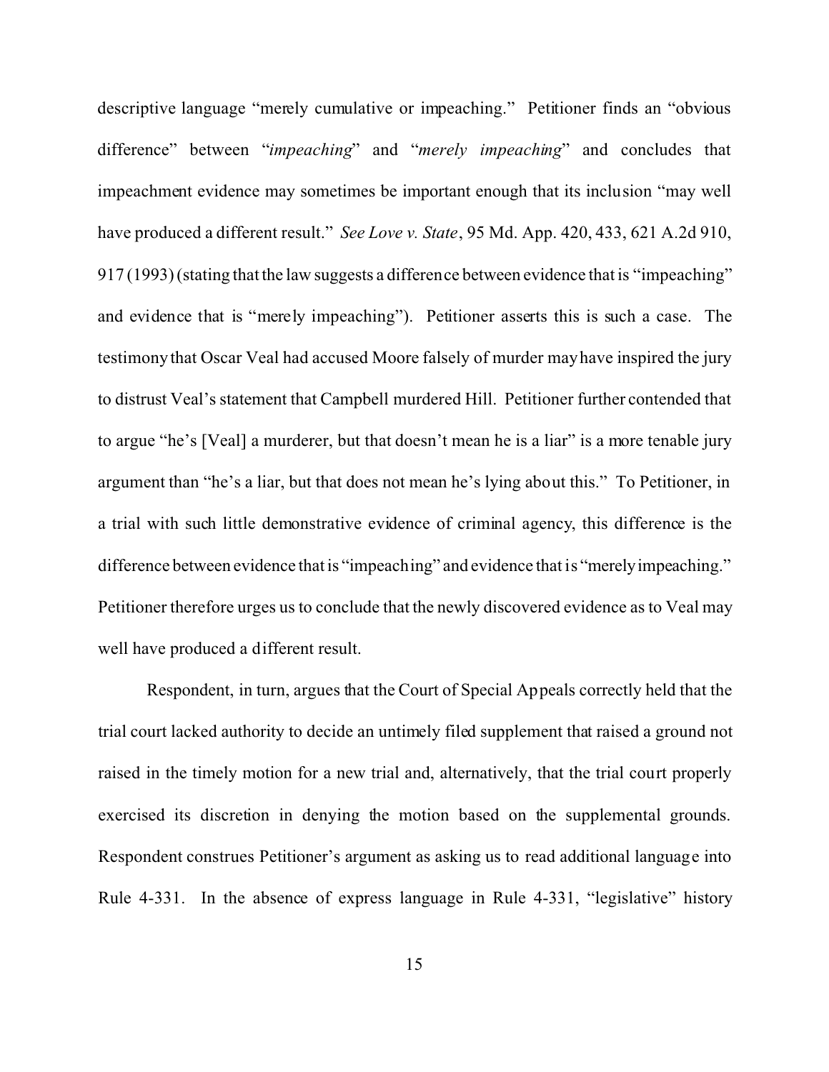descriptive language "merely cumulative or impeaching." Petitioner finds an "obvious difference" between "*impeaching*" and "*merely impeaching*" and concludes that impeachment evidence may sometimes be important enough that its inclusion "may well have produced a different result." *See Love v. State*, 95 Md. App. 420, 433, 621 A.2d 910, 917 (1993) (stating that the law suggests a difference between evidence that is "impeaching" and evidence that is "merely impeaching"). Petitioner asserts this is such a case. The testimony that Oscar Veal had accused Moore falsely of murder may have inspired the jury to distrust Veal's statement that Campbell murdered Hill. Petitioner further contended that to argue "he's [Veal] a murderer, but that doesn't mean he is a liar" is a more tenable jury argument than "he's a liar, but that does not mean he's lying about this." To Petitioner, in a trial with such little demonstrative evidence of criminal agency, this difference is the difference between evidence that is "impeaching" and evidence that is "merely impeaching." Petitioner therefore urges us to conclude that the newly discovered evidence as to Veal may well have produced a different result.

Respondent, in turn, argues that the Court of Special Appeals correctly held that the trial court lacked authority to decide an untimely filed supplement that raised a ground not raised in the timely motion for a new trial and, alternatively, that the trial court properly exercised its discretion in denying the motion based on the supplemental grounds. Respondent construes Petitioner's argument as asking us to read additional language into Rule 4-331. In the absence of express language in Rule 4-331, "legislative" history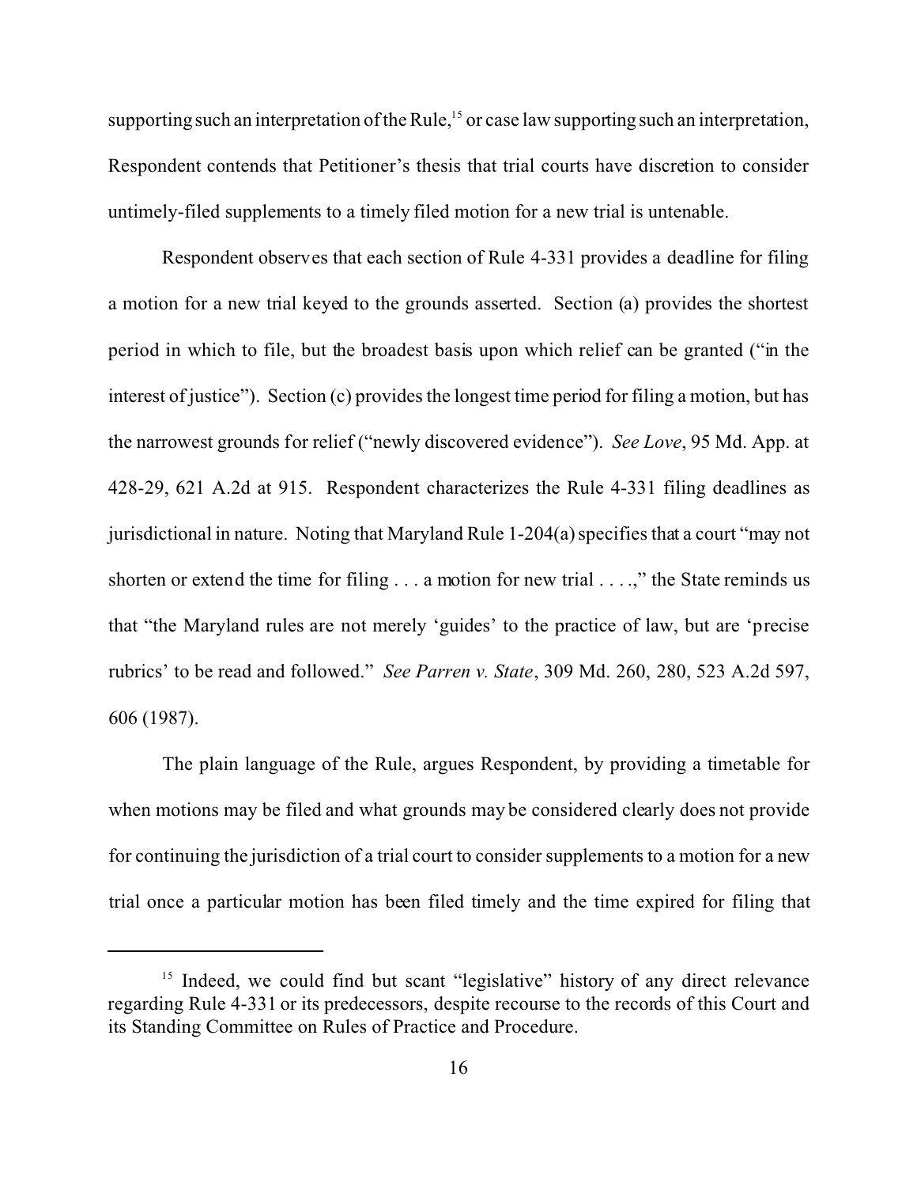supporting such an interpretation of the Rule,[15] or case law supporting such an interpretation, Respondent contends that Petitioner's thesis that trial courts have discretion to consider untimely-filed supplements to a timely filed motion for a new trial is untenable.

Respondent observes that each section of Rule 4-331 provides a deadline for filing a motion for a new trial keyed to the grounds asserted. Section (a) provides the shortest period in which to file, but the broadest basis upon which relief can be granted ("in the interest of justice"). Section (c) provides the longest time period for filing a motion, but has the narrowest grounds for relief ("newly discovered evidence"). *See Love*, 95 Md. App. at 428-29, 621 A.2d at 915. Respondent characterizes the Rule 4-331 filing deadlines as jurisdictional in nature. Noting that Maryland Rule 1-204(a) specifies that a court "may not shorten or extend the time for filing . . . a motion for new trial . . . .," the State reminds us that "the Maryland rules are not merely 'guides' to the practice of law, but are 'precise rubrics' to be read and followed." *See Parren v. State*, 309 Md. 260, 280, 523 A.2d 597, 606 (1987).

The plain language of the Rule, argues Respondent, by providing a timetable for when motions may be filed and what grounds may be considered clearly does not provide for continuing the jurisdiction of a trial court to consider supplements to a motion for a new trial once a particular motion has been filed timely and the time expired for filing that

---

[15] Indeed, we could find but scant "legislative" history of any direct relevance regarding Rule 4-331 or its predecessors, despite recourse to the records of this Court and its Standing Committee on Rules of Practice and Procedure.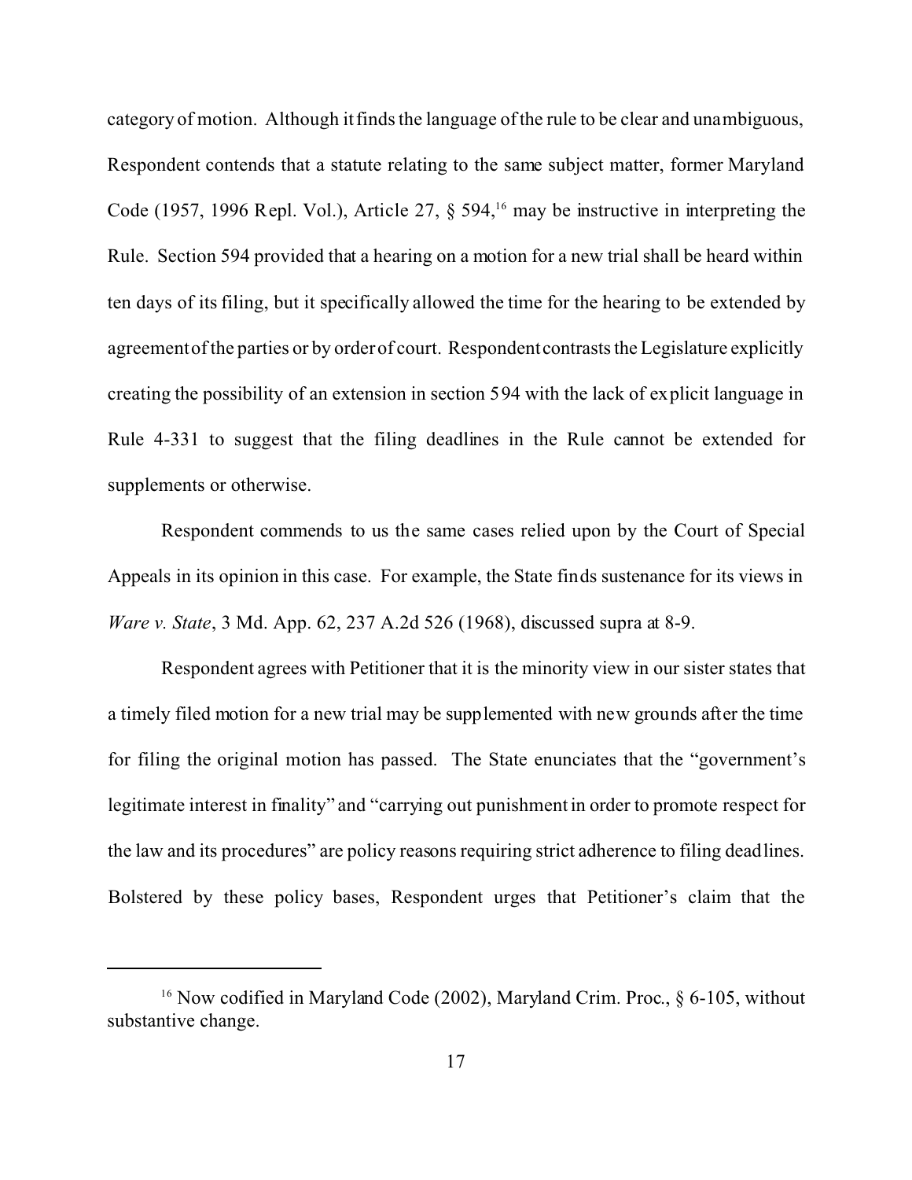category of motion. Although it finds the language of the rule to be clear and unambiguous, Respondent contends that a statute relating to the same subject matter, former Maryland Code (1957, 1996 Repl. Vol.), Article 27, § 594,[16] may be instructive in interpreting the Rule. Section 594 provided that a hearing on a motion for a new trial shall be heard within ten days of its filing, but it specifically allowed the time for the hearing to be extended by agreement of the parties or by order of court. Respondent contrasts the Legislature explicitly creating the possibility of an extension in section 594 with the lack of explicit language in Rule 4-331 to suggest that the filing deadlines in the Rule cannot be extended for supplements or otherwise.

Respondent commends to us the same cases relied upon by the Court of Special Appeals in its opinion in this case. For example, the State finds sustenance for its views in *Ware v. State*, 3 Md. App. 62, 237 A.2d 526 (1968), discussed supra at 8-9.

Respondent agrees with Petitioner that it is the minority view in our sister states that a timely filed motion for a new trial may be supplemented with new grounds after the time for filing the original motion has passed. The State enunciates that the "government's legitimate interest in finality" and "carrying out punishment in order to promote respect for the law and its procedures" are policy reasons requiring strict adherence to filing deadlines. Bolstered by these policy bases, Respondent urges that Petitioner's claim that the

---

[16] Now codified in Maryland Code (2002), Maryland Crim. Proc., § 6-105, without substantive change.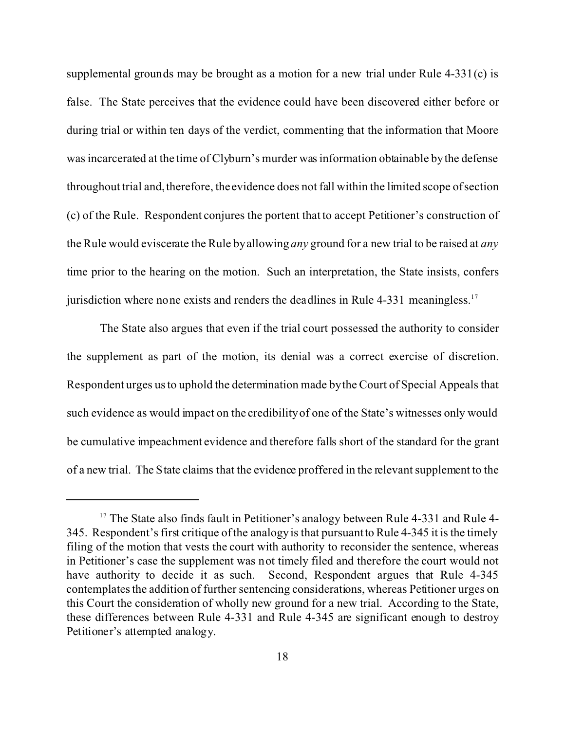supplemental grounds may be brought as a motion for a new trial under Rule 4-331(c) is false. The State perceives that the evidence could have been discovered either before or during trial or within ten days of the verdict, commenting that the information that Moore was incarcerated at the time of Clyburn's murder was information obtainable by the defense throughout trial and, therefore, the evidence does not fall within the limited scope of section (c) of the Rule. Respondent conjures the portent that to accept Petitioner's construction of the Rule would eviscerate the Rule by allowing *any* ground for a new trial to be raised at *any* time prior to the hearing on the motion. Such an interpretation, the State insists, confers jurisdiction where none exists and renders the deadlines in Rule 4-331 meaningless.[17]

The State also argues that even if the trial court possessed the authority to consider the supplement as part of the motion, its denial was a correct exercise of discretion. Respondent urges us to uphold the determination made by the Court of Special Appeals that such evidence as would impact on the credibility of one of the State's witnesses only would be cumulative impeachment evidence and therefore falls short of the standard for the grant of a new trial. The State claims that the evidence proffered in the relevant supplement to the

---

[17] The State also finds fault in Petitioner's analogy between Rule 4-331 and Rule 4-345. Respondent's first critique of the analogy is that pursuant to Rule 4-345 it is the timely filing of the motion that vests the court with authority to reconsider the sentence, whereas in Petitioner's case the supplement was not timely filed and therefore the court would not have authority to decide it as such. Second, Respondent argues that Rule 4-345 contemplates the addition of further sentencing considerations, whereas Petitioner urges on this Court the consideration of wholly new ground for a new trial. According to the State, these differences between Rule 4-331 and Rule 4-345 are significant enough to destroy Petitioner's attempted analogy.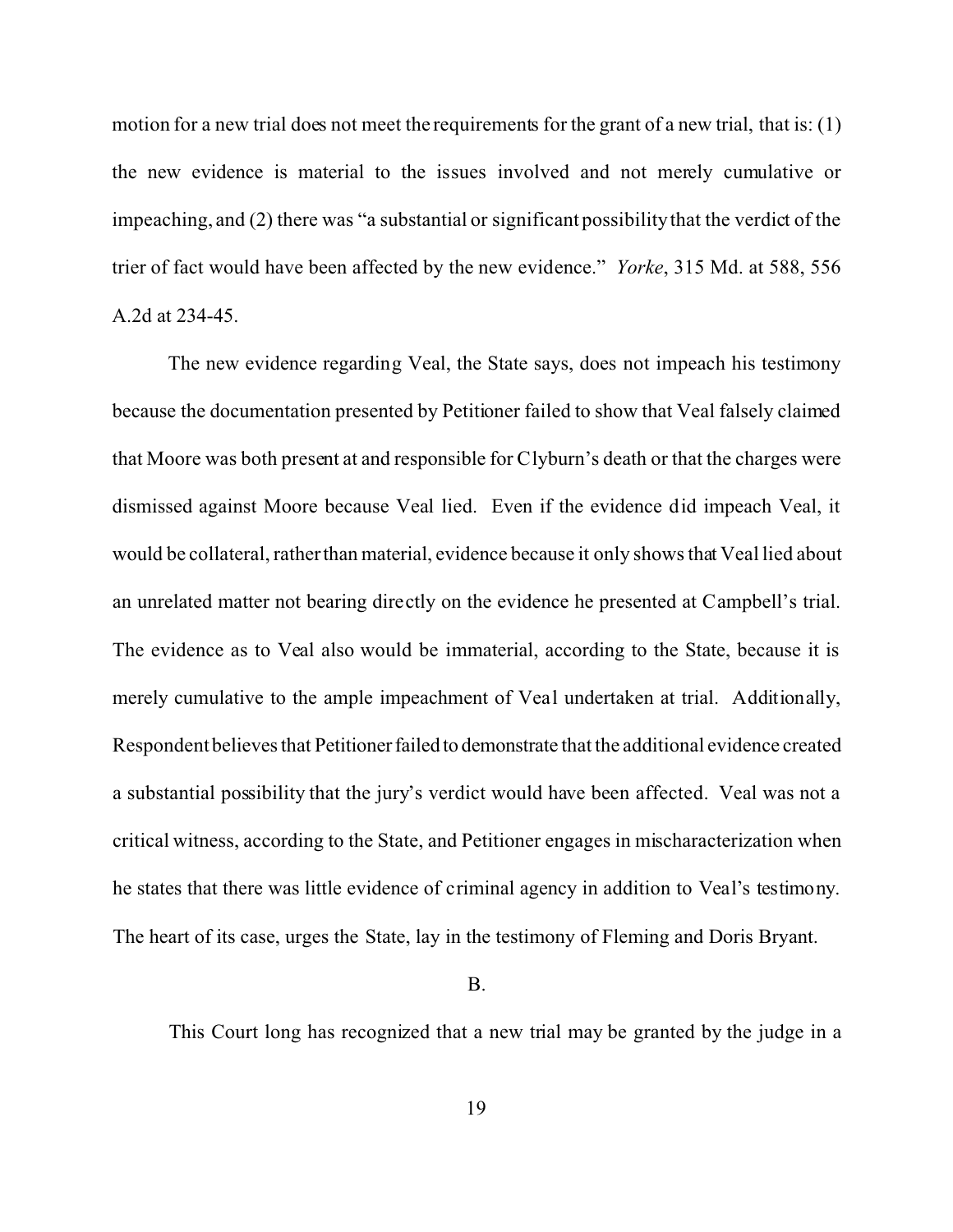motion for a new trial does not meet the requirements for the grant of a new trial, that is: (1) the new evidence is material to the issues involved and not merely cumulative or impeaching, and (2) there was "a substantial or significant possibility that the verdict of the trier of fact would have been affected by the new evidence." *Yorke*, 315 Md. at 588, 556 A.2d at 234-45.

The new evidence regarding Veal, the State says, does not impeach his testimony because the documentation presented by Petitioner failed to show that Veal falsely claimed that Moore was both present at and responsible for Clyburn's death or that the charges were dismissed against Moore because Veal lied. Even if the evidence did impeach Veal, it would be collateral, rather than material, evidence because it only shows that Veal lied about an unrelated matter not bearing directly on the evidence he presented at Campbell's trial. The evidence as to Veal also would be immaterial, according to the State, because it is merely cumulative to the ample impeachment of Veal undertaken at trial. Additionally, Respondent believes that Petitioner failed to demonstrate that the additional evidence created a substantial possibility that the jury's verdict would have been affected. Veal was not a critical witness, according to the State, and Petitioner engages in mischaracterization when he states that there was little evidence of criminal agency in addition to Veal's testimony. The heart of its case, urges the State, lay in the testimony of Fleming and Doris Bryant.

B.

This Court long has recognized that a new trial may be granted by the judge in a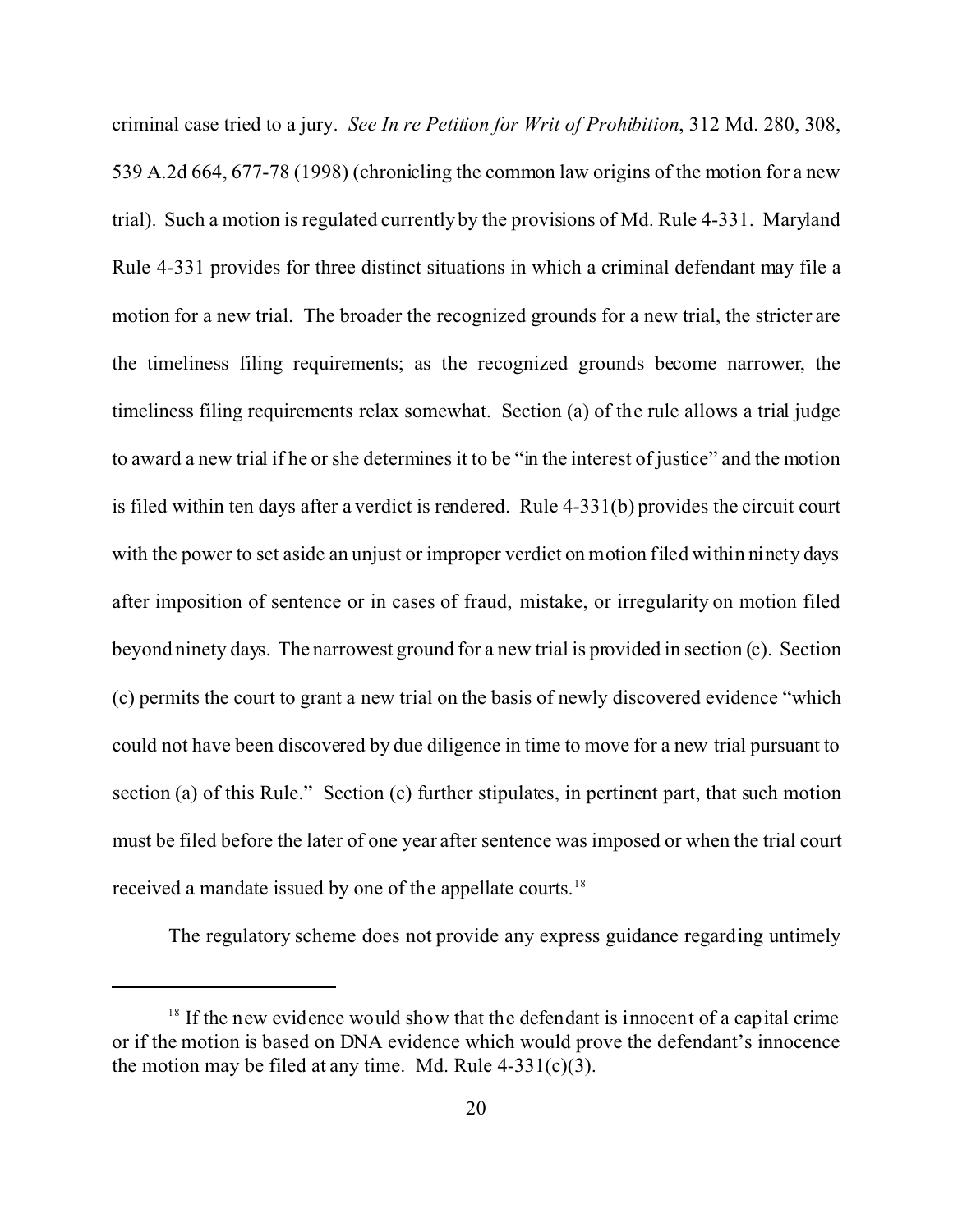criminal case tried to a jury. *See In re Petition for Writ of Prohibition*, 312 Md. 280, 308, 539 A.2d 664, 677-78 (1998) (chronicling the common law origins of the motion for a new trial). Such a motion is regulated currently by the provisions of Md. Rule 4-331. Maryland Rule 4-331 provides for three distinct situations in which a criminal defendant may file a motion for a new trial. The broader the recognized grounds for a new trial, the stricter are the timeliness filing requirements; as the recognized grounds become narrower, the timeliness filing requirements relax somewhat. Section (a) of the rule allows a trial judge to award a new trial if he or she determines it to be "in the interest of justice" and the motion is filed within ten days after a verdict is rendered. Rule 4-331(b) provides the circuit court with the power to set aside an unjust or improper verdict on motion filed within ninety days after imposition of sentence or in cases of fraud, mistake, or irregularity on motion filed beyond ninety days. The narrowest ground for a new trial is provided in section (c). Section (c) permits the court to grant a new trial on the basis of newly discovered evidence "which could not have been discovered by due diligence in time to move for a new trial pursuant to section (a) of this Rule." Section (c) further stipulates, in pertinent part, that such motion must be filed before the later of one year after sentence was imposed or when the trial court received a mandate issued by one of the appellate courts.[18]

The regulatory scheme does not provide any express guidance regarding untimely

[18] If the new evidence would show that the defendant is innocent of a capital crime or if the motion is based on DNA evidence which would prove the defendant's innocence the motion may be filed at any time. Md. Rule 4-331(c)(3).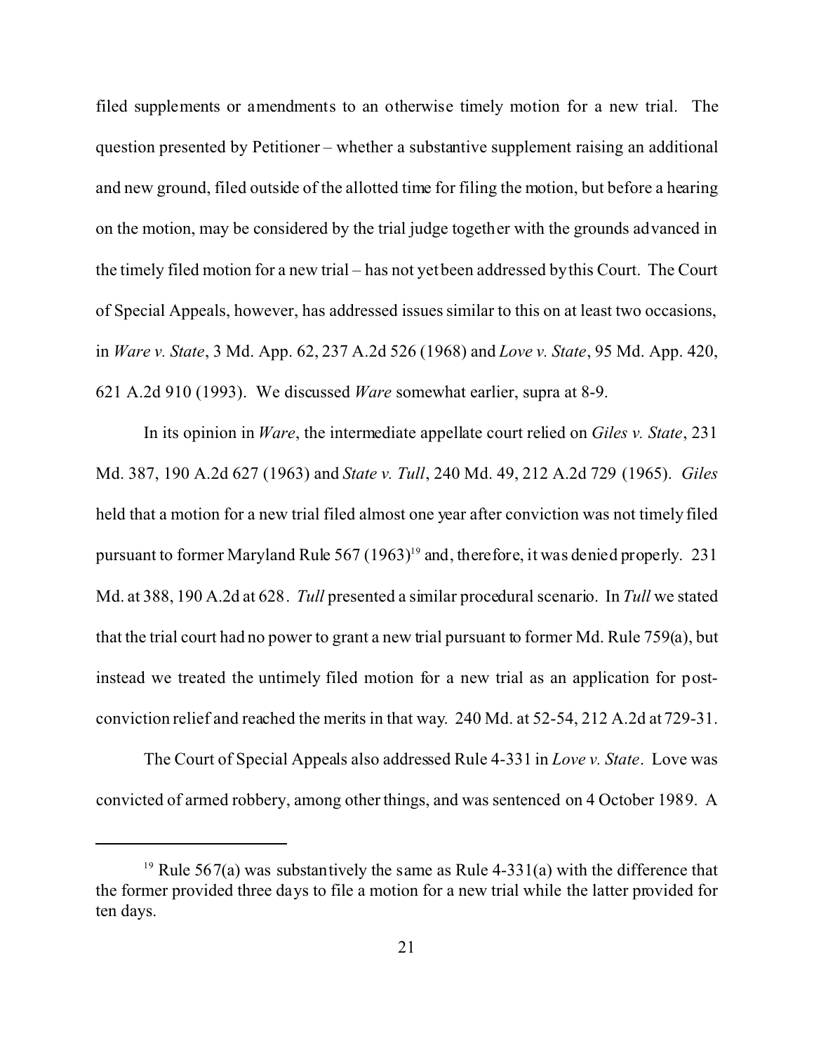filed supplements or amendments to an otherwise timely motion for a new trial. The question presented by Petitioner – whether a substantive supplement raising an additional and new ground, filed outside of the allotted time for filing the motion, but before a hearing on the motion, may be considered by the trial judge together with the grounds advanced in the timely filed motion for a new trial – has not yet been addressed by this Court. The Court of Special Appeals, however, has addressed issues similar to this on at least two occasions, in *Ware v. State*, 3 Md. App. 62, 237 A.2d 526 (1968) and *Love v. State*, 95 Md. App. 420, 621 A.2d 910 (1993). We discussed *Ware* somewhat earlier, supra at 8-9.

In its opinion in *Ware*, the intermediate appellate court relied on *Giles v. State*, 231 Md. 387, 190 A.2d 627 (1963) and *State v. Tull*, 240 Md. 49, 212 A.2d 729 (1965). *Giles* held that a motion for a new trial filed almost one year after conviction was not timely filed pursuant to former Maryland Rule 567 (1963)[19] and, therefore, it was denied properly. 231 Md. at 388, 190 A.2d at 628. *Tull* presented a similar procedural scenario. In *Tull* we stated that the trial court had no power to grant a new trial pursuant to former Md. Rule 759(a), but instead we treated the untimely filed motion for a new trial as an application for post-conviction relief and reached the merits in that way. 240 Md. at 52-54, 212 A.2d at 729-31.

The Court of Special Appeals also addressed Rule 4-331 in *Love v. State*. Love was convicted of armed robbery, among other things, and was sentenced on 4 October 1989. A

[19] Rule 567(a) was substantively the same as Rule 4-331(a) with the difference that the former provided three days to file a motion for a new trial while the latter provided for ten days.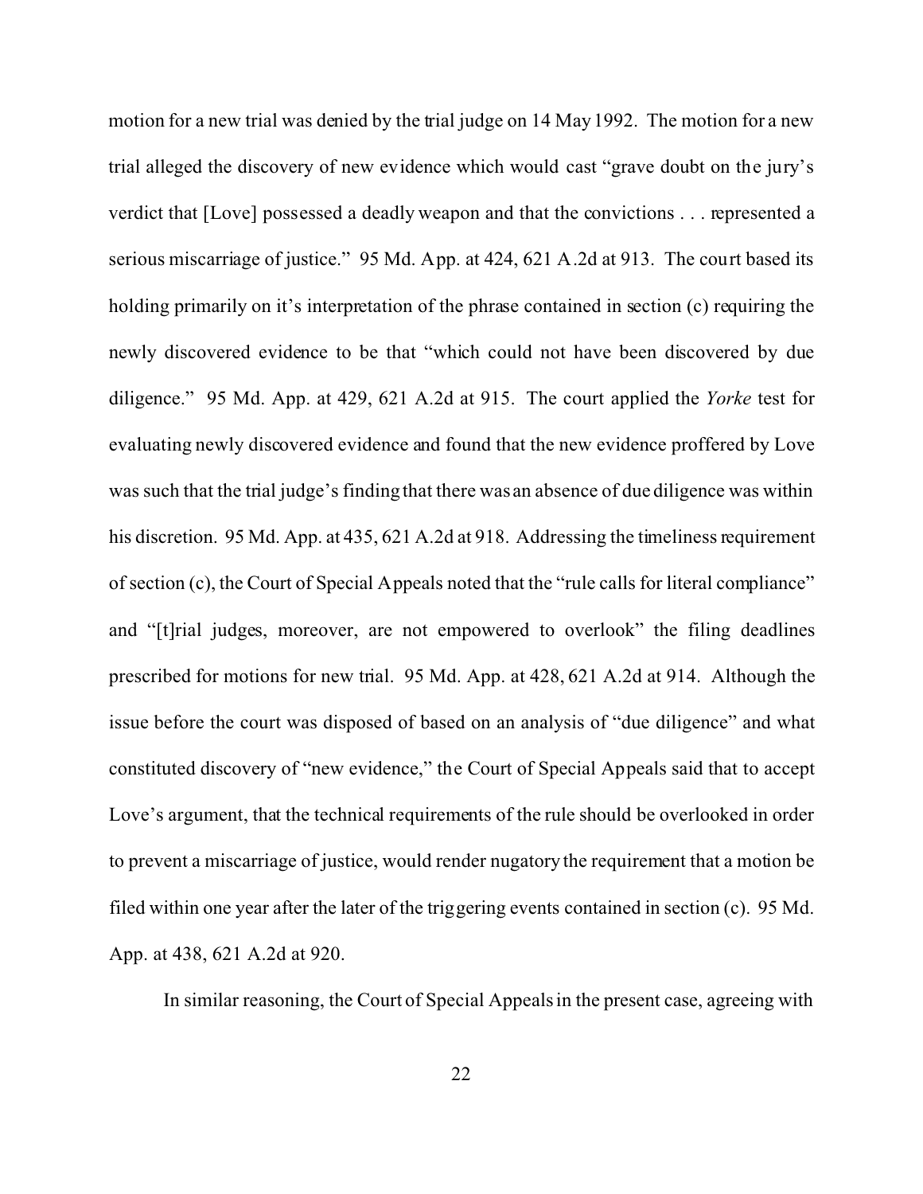motion for a new trial was denied by the trial judge on 14 May 1992. The motion for a new trial alleged the discovery of new evidence which would cast "grave doubt on the jury's verdict that [Love] possessed a deadly weapon and that the convictions . . . represented a serious miscarriage of justice." 95 Md. App. at 424, 621 A.2d at 913. The court based its holding primarily on it's interpretation of the phrase contained in section (c) requiring the newly discovered evidence to be that "which could not have been discovered by due diligence." 95 Md. App. at 429, 621 A.2d at 915. The court applied the *Yorke* test for evaluating newly discovered evidence and found that the new evidence proffered by Love was such that the trial judge's finding that there was an absence of due diligence was within his discretion. 95 Md. App. at 435, 621 A.2d at 918. Addressing the timeliness requirement of section (c), the Court of Special Appeals noted that the "rule calls for literal compliance" and "[t]rial judges, moreover, are not empowered to overlook" the filing deadlines prescribed for motions for new trial. 95 Md. App. at 428, 621 A.2d at 914. Although the issue before the court was disposed of based on an analysis of "due diligence" and what constituted discovery of "new evidence," the Court of Special Appeals said that to accept Love's argument, that the technical requirements of the rule should be overlooked in order to prevent a miscarriage of justice, would render nugatory the requirement that a motion be filed within one year after the later of the triggering events contained in section (c). 95 Md. App. at 438, 621 A.2d at 920.

In similar reasoning, the Court of Special Appeals in the present case, agreeing with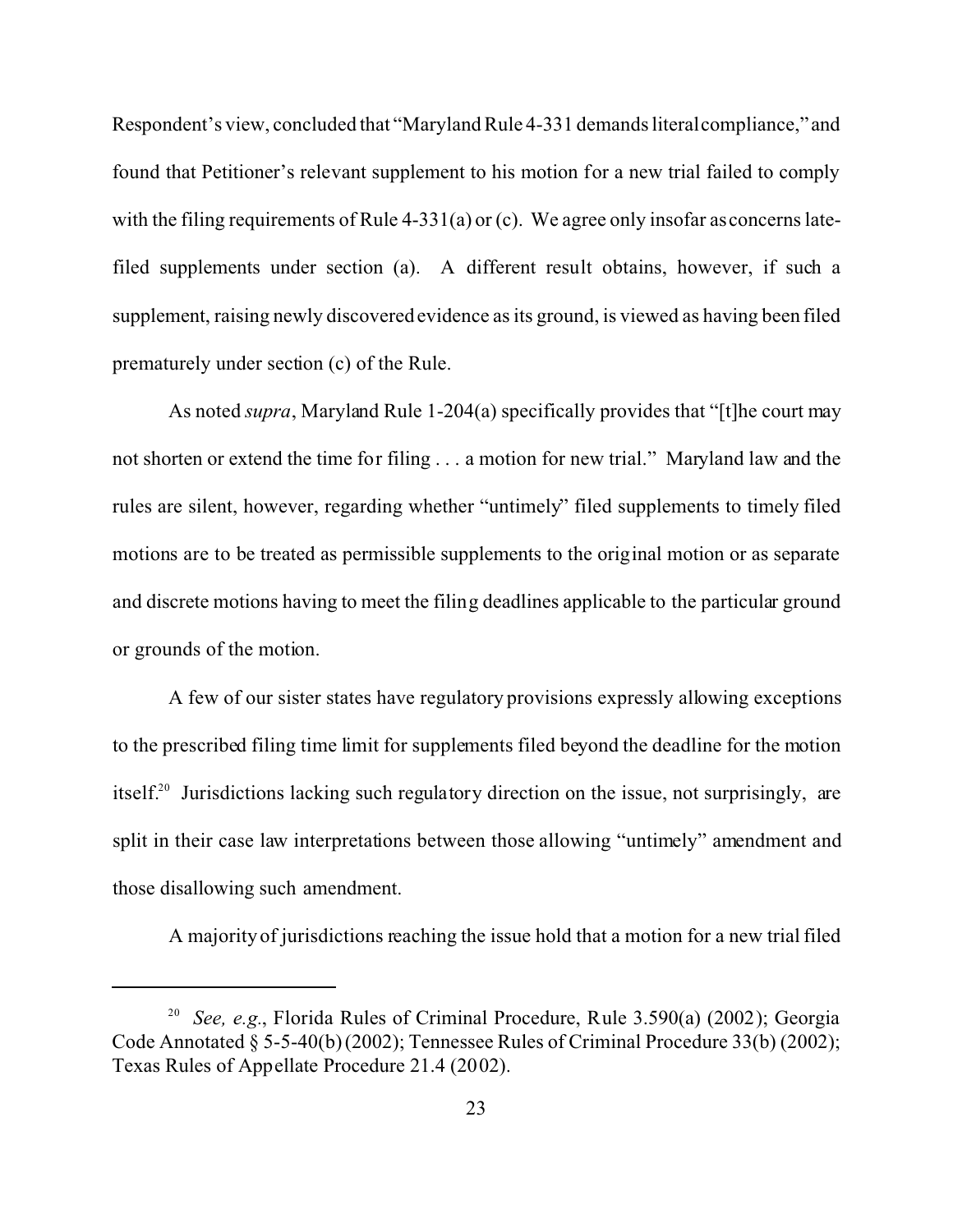Respondent's view, concluded that "Maryland Rule 4-331 demands literal compliance," and found that Petitioner's relevant supplement to his motion for a new trial failed to comply with the filing requirements of Rule 4-331(a) or (c). We agree only insofar as concerns late-filed supplements under section (a). A different result obtains, however, if such a supplement, raising newly discovered evidence as its ground, is viewed as having been filed prematurely under section (c) of the Rule.

As noted *supra*, Maryland Rule 1-204(a) specifically provides that "[t]he court may not shorten or extend the time for filing . . . a motion for new trial." Maryland law and the rules are silent, however, regarding whether "untimely" filed supplements to timely filed motions are to be treated as permissible supplements to the original motion or as separate and discrete motions having to meet the filing deadlines applicable to the particular ground or grounds of the motion.

A few of our sister states have regulatory provisions expressly allowing exceptions to the prescribed filing time limit for supplements filed beyond the deadline for the motion itself.[20] Jurisdictions lacking such regulatory direction on the issue, not surprisingly, are split in their case law interpretations between those allowing "untimely" amendment and those disallowing such amendment.

A majority of jurisdictions reaching the issue hold that a motion for a new trial filed

---

[20] *See, e.g.*, Florida Rules of Criminal Procedure, Rule 3.590(a) (2002); Georgia Code Annotated § 5-5-40(b) (2002); Tennessee Rules of Criminal Procedure 33(b) (2002); Texas Rules of Appellate Procedure 21.4 (2002).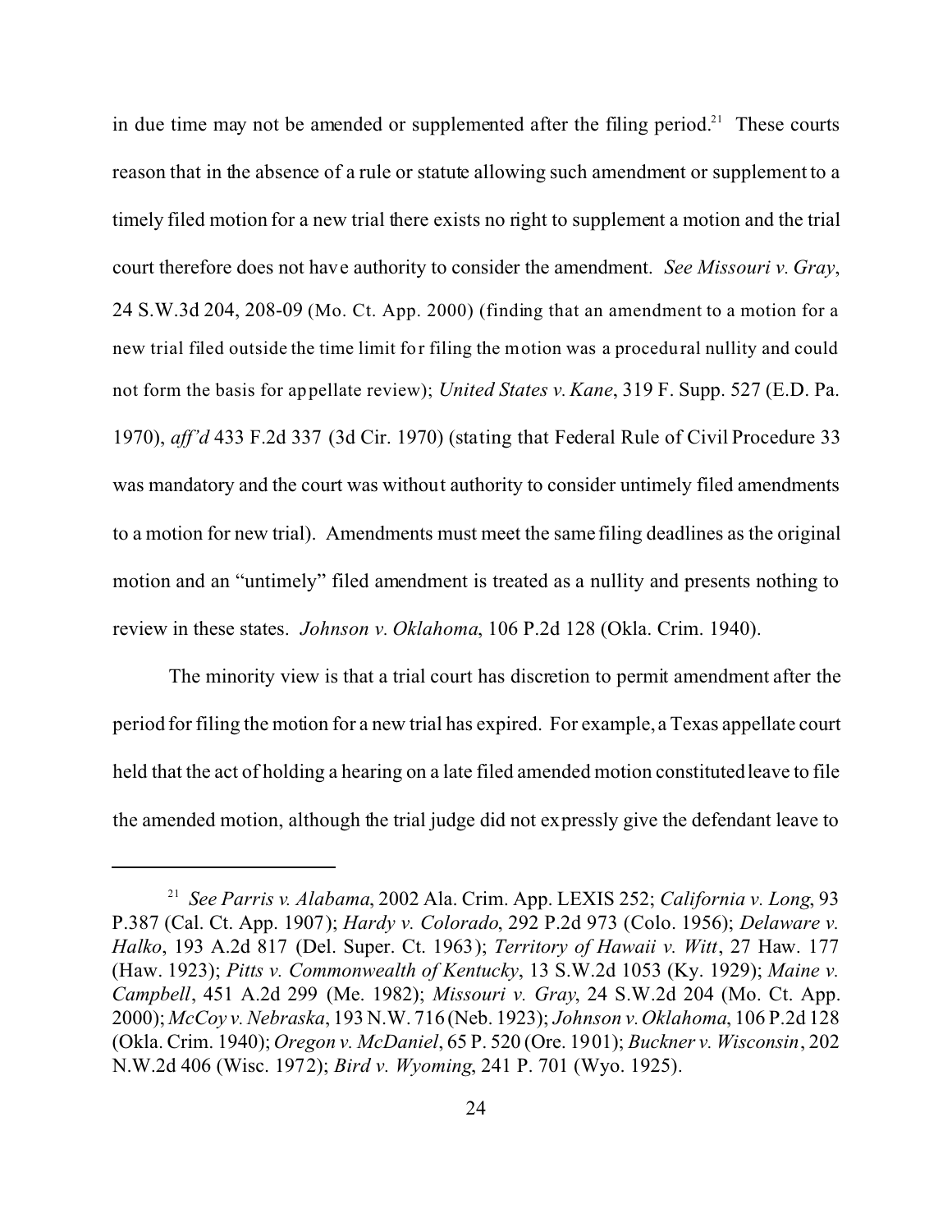in due time may not be amended or supplemented after the filing period.[21] These courts reason that in the absence of a rule or statute allowing such amendment or supplement to a timely filed motion for a new trial there exists no right to supplement a motion and the trial court therefore does not have authority to consider the amendment. *See Missouri v. Gray*, 24 S.W.3d 204, 208-09 (Mo. Ct. App. 2000) (finding that an amendment to a motion for a new trial filed outside the time limit for filing the motion was a procedural nullity and could not form the basis for appellate review); *United States v. Kane*, 319 F. Supp. 527 (E.D. Pa. 1970), *aff'd* 433 F.2d 337 (3d Cir. 1970) (stating that Federal Rule of Civil Procedure 33 was mandatory and the court was without authority to consider untimely filed amendments to a motion for new trial). Amendments must meet the same filing deadlines as the original motion and an "untimely" filed amendment is treated as a nullity and presents nothing to review in these states. *Johnson v. Oklahoma*, 106 P.2d 128 (Okla. Crim. 1940).

The minority view is that a trial court has discretion to permit amendment after the period for filing the motion for a new trial has expired. For example, a Texas appellate court held that the act of holding a hearing on a late filed amended motion constituted leave to file the amended motion, although the trial judge did not expressly give the defendant leave to

---

[21] *See Parris v. Alabama*, 2002 Ala. Crim. App. LEXIS 252; *California v. Long*, 93 P.387 (Cal. Ct. App. 1907); *Hardy v. Colorado*, 292 P.2d 973 (Colo. 1956); *Delaware v. Halko*, 193 A.2d 817 (Del. Super. Ct. 1963); *Territory of Hawaii v. Witt*, 27 Haw. 177 (Haw. 1923); *Pitts v. Commonwealth of Kentucky*, 13 S.W.2d 1053 (Ky. 1929); *Maine v. Campbell*, 451 A.2d 299 (Me. 1982); *Missouri v. Gray*, 24 S.W.2d 204 (Mo. Ct. App. 2000); *McCoy v. Nebraska*, 193 N.W. 716 (Neb. 1923); *Johnson v. Oklahoma*, 106 P.2d 128 (Okla. Crim. 1940); *Oregon v. McDaniel*, 65 P. 520 (Ore. 1901); *Buckner v. Wisconsin*, 202 N.W.2d 406 (Wisc. 1972); *Bird v. Wyoming*, 241 P. 701 (Wyo. 1925).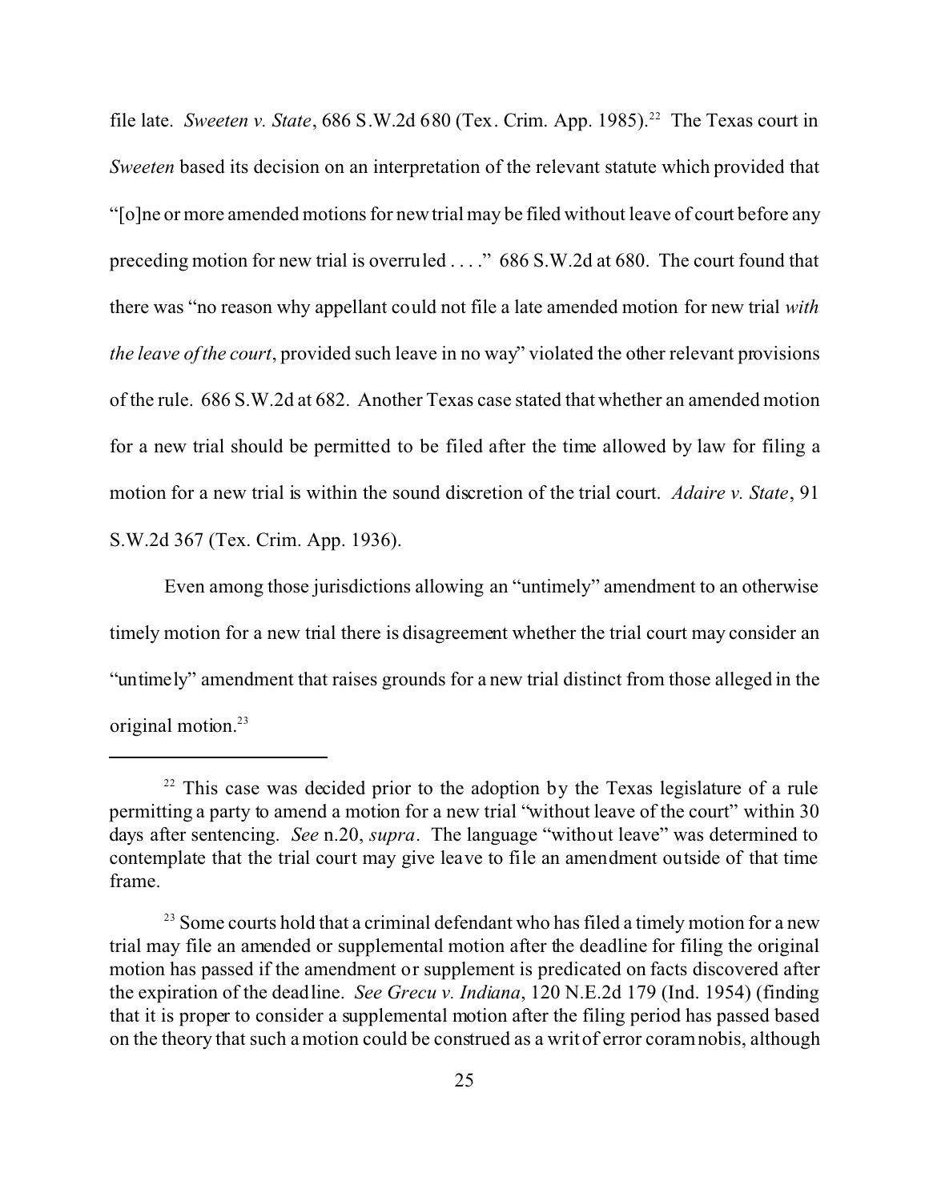file late. *Sweeten v. State*, 686 S.W.2d 680 (Tex. Crim. App. 1985).[22] The Texas court in *Sweeten* based its decision on an interpretation of the relevant statute which provided that "[o]ne or more amended motions for new trial may be filed without leave of court before any preceding motion for new trial is overruled . . . ." 686 S.W.2d at 680. The court found that there was "no reason why appellant could not file a late amended motion for new trial *with the leave of the court*, provided such leave in no way" violated the other relevant provisions of the rule. 686 S.W.2d at 682. Another Texas case stated that whether an amended motion for a new trial should be permitted to be filed after the time allowed by law for filing a motion for a new trial is within the sound discretion of the trial court. *Adaire v. State*, 91 S.W.2d 367 (Tex. Crim. App. 1936).

Even among those jurisdictions allowing an "untimely" amendment to an otherwise timely motion for a new trial there is disagreement whether the trial court may consider an "untimely" amendment that raises grounds for a new trial distinct from those alleged in the original motion.[23]

---

[22] This case was decided prior to the adoption by the Texas legislature of a rule permitting a party to amend a motion for a new trial "without leave of the court" within 30 days after sentencing. *See* n.20, *supra*. The language "without leave" was determined to contemplate that the trial court may give leave to file an amendment outside of that time frame.

[23] Some courts hold that a criminal defendant who has filed a timely motion for a new trial may file an amended or supplemental motion after the deadline for filing the original motion has passed if the amendment or supplement is predicated on facts discovered after the expiration of the deadline. *See Grecu v. Indiana*, 120 N.E.2d 179 (Ind. 1954) (finding that it is proper to consider a supplemental motion after the filing period has passed based on the theory that such a motion could be construed as a writ of error coram nobis, although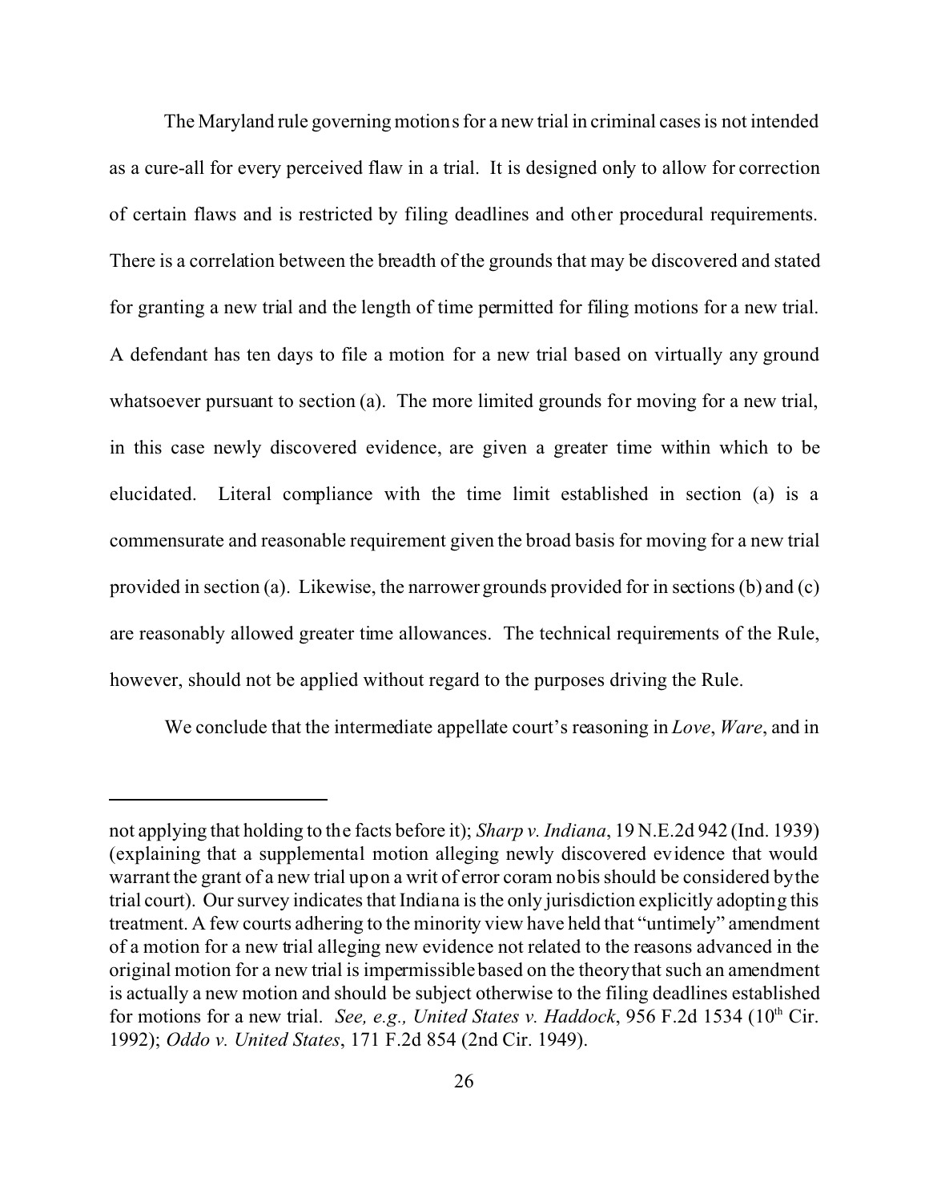The Maryland rule governing motions for a new trial in criminal cases is not intended as a cure-all for every perceived flaw in a trial. It is designed only to allow for correction of certain flaws and is restricted by filing deadlines and other procedural requirements. There is a correlation between the breadth of the grounds that may be discovered and stated for granting a new trial and the length of time permitted for filing motions for a new trial. A defendant has ten days to file a motion for a new trial based on virtually any ground whatsoever pursuant to section (a). The more limited grounds for moving for a new trial, in this case newly discovered evidence, are given a greater time within which to be elucidated. Literal compliance with the time limit established in section (a) is a commensurate and reasonable requirement given the broad basis for moving for a new trial provided in section (a). Likewise, the narrower grounds provided for in sections (b) and (c) are reasonably allowed greater time allowances. The technical requirements of the Rule, however, should not be applied without regard to the purposes driving the Rule.

We conclude that the intermediate appellate court's reasoning in *Love*, *Ware*, and in

---

not applying that holding to the facts before it); *Sharp v. Indiana*, 19 N.E.2d 942 (Ind. 1939) (explaining that a supplemental motion alleging newly discovered evidence that would warrant the grant of a new trial upon a writ of error coram nobis should be considered by the trial court). Our survey indicates that Indiana is the only jurisdiction explicitly adopting this treatment. A few courts adhering to the minority view have held that "untimely" amendment of a motion for a new trial alleging new evidence not related to the reasons advanced in the original motion for a new trial is impermissible based on the theory that such an amendment is actually a new motion and should be subject otherwise to the filing deadlines established for motions for a new trial. *See, e.g., United States v. Haddock*, 956 F.2d 1534 (10th Cir. 1992); *Oddo v. United States*, 171 F.2d 854 (2nd Cir. 1949).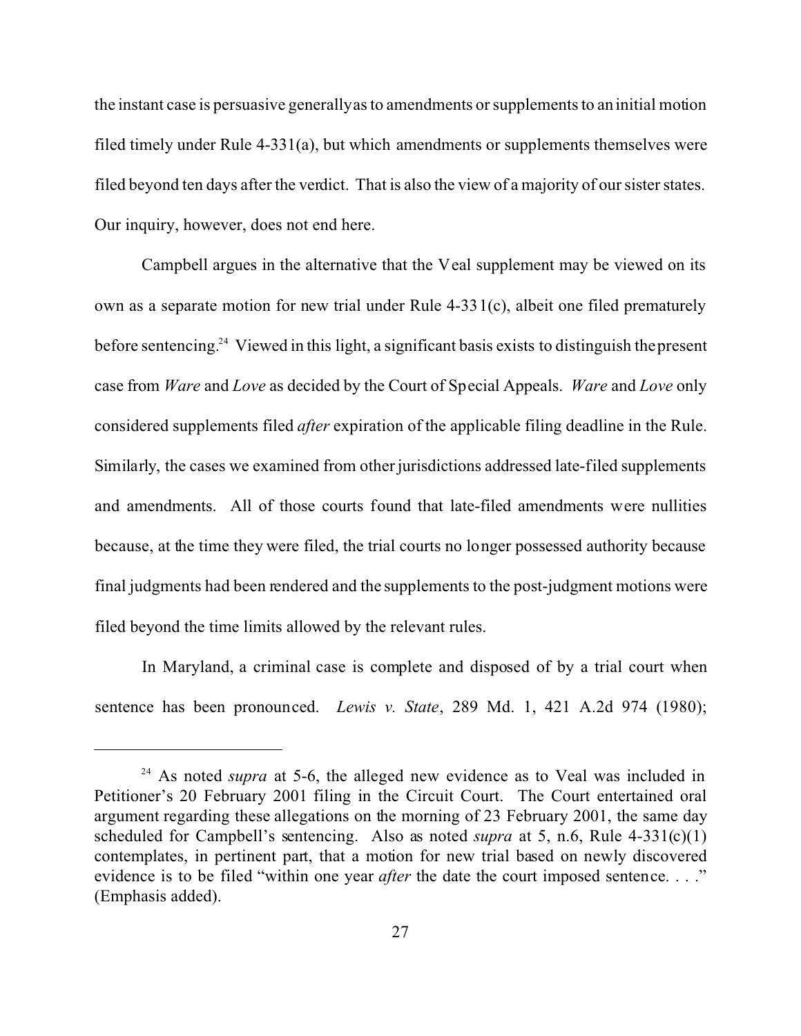the instant case is persuasive generally as to amendments or supplements to an initial motion filed timely under Rule 4-331(a), but which amendments or supplements themselves were filed beyond ten days after the verdict. That is also the view of a majority of our sister states. Our inquiry, however, does not end here.

Campbell argues in the alternative that the Veal supplement may be viewed on its own as a separate motion for new trial under Rule 4-331(c), albeit one filed prematurely before sentencing.[24] Viewed in this light, a significant basis exists to distinguish the present case from *Ware* and *Love* as decided by the Court of Special Appeals. *Ware* and *Love* only considered supplements filed *after* expiration of the applicable filing deadline in the Rule. Similarly, the cases we examined from other jurisdictions addressed late-filed supplements and amendments. All of those courts found that late-filed amendments were nullities because, at the time they were filed, the trial courts no longer possessed authority because final judgments had been rendered and the supplements to the post-judgment motions were filed beyond the time limits allowed by the relevant rules.

In Maryland, a criminal case is complete and disposed of by a trial court when sentence has been pronounced. *Lewis v. State*, 289 Md. 1, 421 A.2d 974 (1980);

---

[24] As noted *supra* at 5-6, the alleged new evidence as to Veal was included in Petitioner's 20 February 2001 filing in the Circuit Court. The Court entertained oral argument regarding these allegations on the morning of 23 February 2001, the same day scheduled for Campbell's sentencing. Also as noted *supra* at 5, n.6, Rule 4-331(c)(1) contemplates, in pertinent part, that a motion for new trial based on newly discovered evidence is to be filed "within one year *after* the date the court imposed sentence. . . ." (Emphasis added).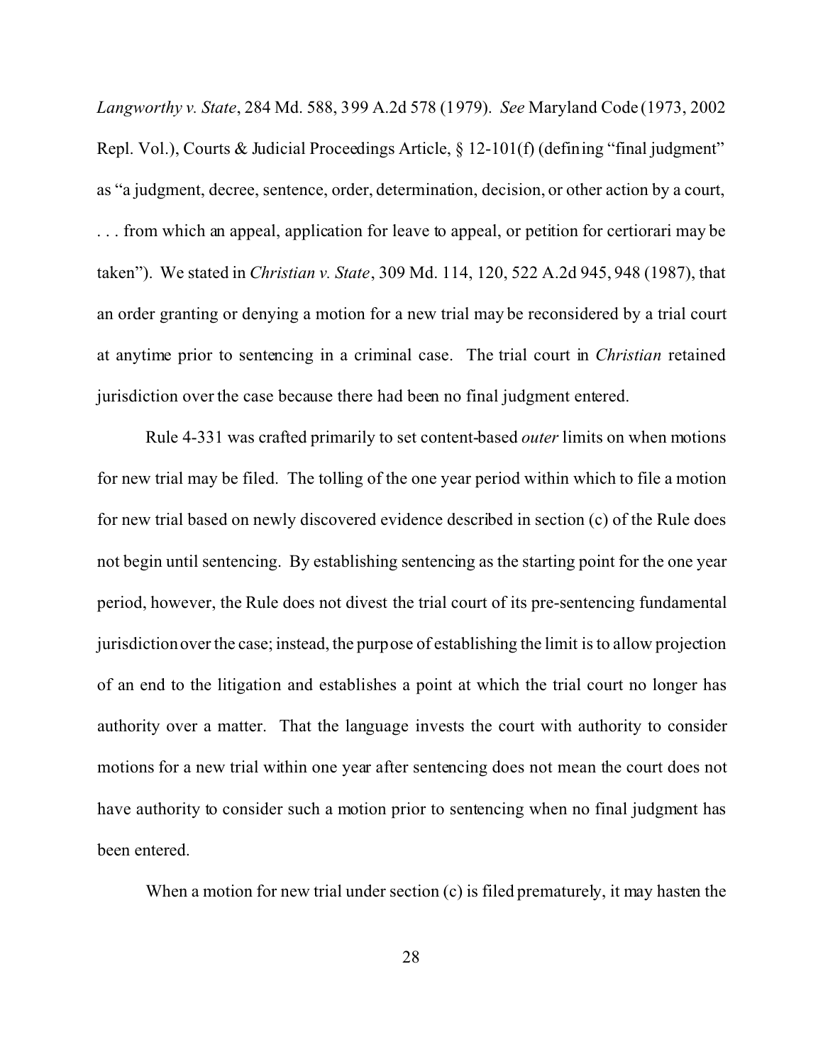*Langworthy v. State*, 284 Md. 588, 399 A.2d 578 (1979). *See* Maryland Code (1973, 2002 Repl. Vol.), Courts & Judicial Proceedings Article, § 12-101(f) (defining "final judgment" as "a judgment, decree, sentence, order, determination, decision, or other action by a court, . . . from which an appeal, application for leave to appeal, or petition for certiorari may be taken"). We stated in *Christian v. State*, 309 Md. 114, 120, 522 A.2d 945, 948 (1987), that an order granting or denying a motion for a new trial may be reconsidered by a trial court at anytime prior to sentencing in a criminal case. The trial court in *Christian* retained jurisdiction over the case because there had been no final judgment entered.

Rule 4-331 was crafted primarily to set content-based *outer* limits on when motions for new trial may be filed. The tolling of the one year period within which to file a motion for new trial based on newly discovered evidence described in section (c) of the Rule does not begin until sentencing. By establishing sentencing as the starting point for the one year period, however, the Rule does not divest the trial court of its pre-sentencing fundamental jurisdiction over the case; instead, the purpose of establishing the limit is to allow projection of an end to the litigation and establishes a point at which the trial court no longer has authority over a matter. That the language invests the court with authority to consider motions for a new trial within one year after sentencing does not mean the court does not have authority to consider such a motion prior to sentencing when no final judgment has been entered.

When a motion for new trial under section (c) is filed prematurely, it may hasten the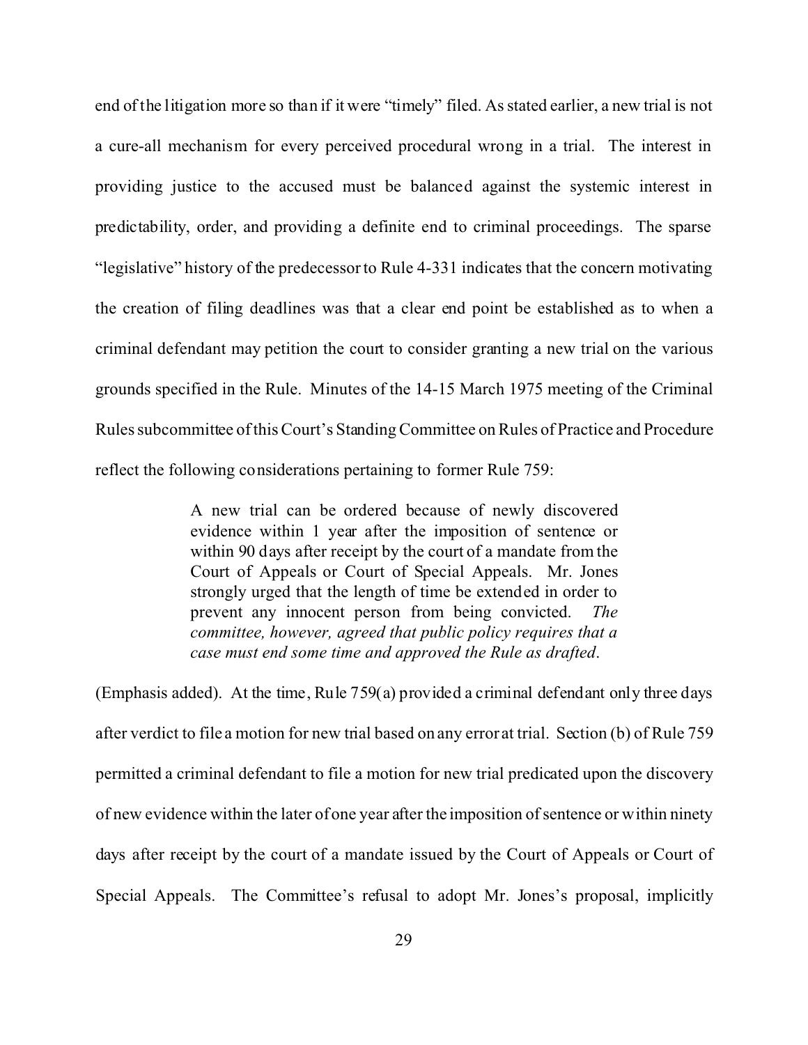end of the litigation more so than if it were "timely" filed. As stated earlier, a new trial is not a cure-all mechanism for every perceived procedural wrong in a trial. The interest in providing justice to the accused must be balanced against the systemic interest in predictability, order, and providing a definite end to criminal proceedings. The sparse "legislative" history of the predecessor to Rule 4-331 indicates that the concern motivating the creation of filing deadlines was that a clear end point be established as to when a criminal defendant may petition the court to consider granting a new trial on the various grounds specified in the Rule. Minutes of the 14-15 March 1975 meeting of the Criminal Rules subcommittee of this Court's Standing Committee on Rules of Practice and Procedure reflect the following considerations pertaining to former Rule 759:

> A new trial can be ordered because of newly discovered evidence within 1 year after the imposition of sentence or within 90 days after receipt by the court of a mandate from the Court of Appeals or Court of Special Appeals. Mr. Jones strongly urged that the length of time be extended in order to prevent any innocent person from being convicted. *The committee, however, agreed that public policy requires that a case must end some time and approved the Rule as drafted*.

(Emphasis added). At the time, Rule 759(a) provided a criminal defendant only three days after verdict to file a motion for new trial based on any error at trial. Section (b) of Rule 759 permitted a criminal defendant to file a motion for new trial predicated upon the discovery of new evidence within the later of one year after the imposition of sentence or within ninety days after receipt by the court of a mandate issued by the Court of Appeals or Court of Special Appeals. The Committee's refusal to adopt Mr. Jones's proposal, implicitly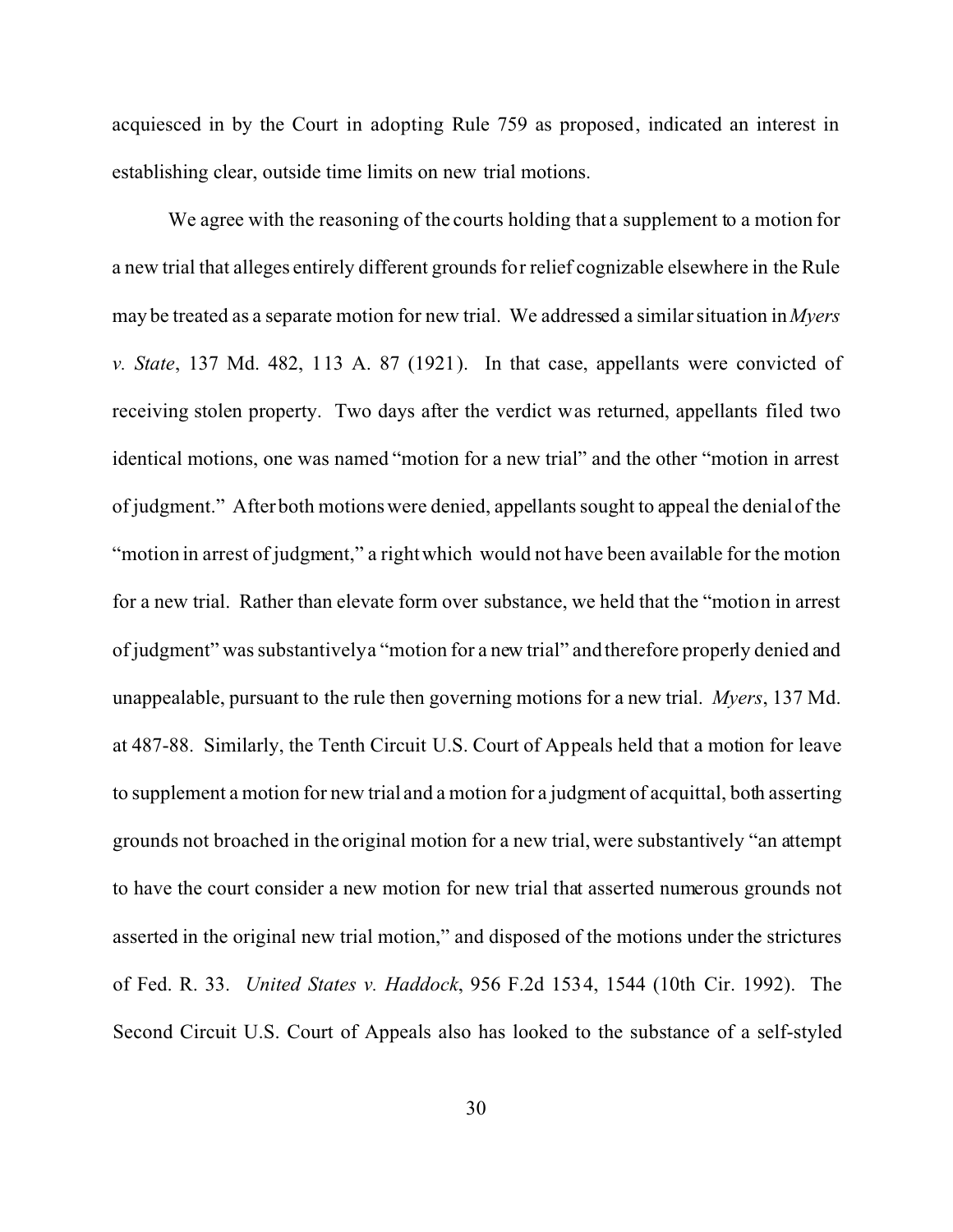acquiesced in by the Court in adopting Rule 759 as proposed, indicated an interest in establishing clear, outside time limits on new trial motions.

We agree with the reasoning of the courts holding that a supplement to a motion for a new trial that alleges entirely different grounds for relief cognizable elsewhere in the Rule may be treated as a separate motion for new trial. We addressed a similar situation in *Myers v. State*, 137 Md. 482, 113 A. 87 (1921). In that case, appellants were convicted of receiving stolen property. Two days after the verdict was returned, appellants filed two identical motions, one was named "motion for a new trial" and the other "motion in arrest of judgment." After both motions were denied, appellants sought to appeal the denial of the "motion in arrest of judgment," a right which would not have been available for the motion for a new trial. Rather than elevate form over substance, we held that the "motion in arrest of judgment" was substantively a "motion for a new trial" and therefore properly denied and unappealable, pursuant to the rule then governing motions for a new trial. *Myers*, 137 Md. at 487-88. Similarly, the Tenth Circuit U.S. Court of Appeals held that a motion for leave to supplement a motion for new trial and a motion for a judgment of acquittal, both asserting grounds not broached in the original motion for a new trial, were substantively "an attempt to have the court consider a new motion for new trial that asserted numerous grounds not asserted in the original new trial motion," and disposed of the motions under the strictures of Fed. R. 33. *United States v. Haddock*, 956 F.2d 1534, 1544 (10th Cir. 1992). The Second Circuit U.S. Court of Appeals also has looked to the substance of a self-styled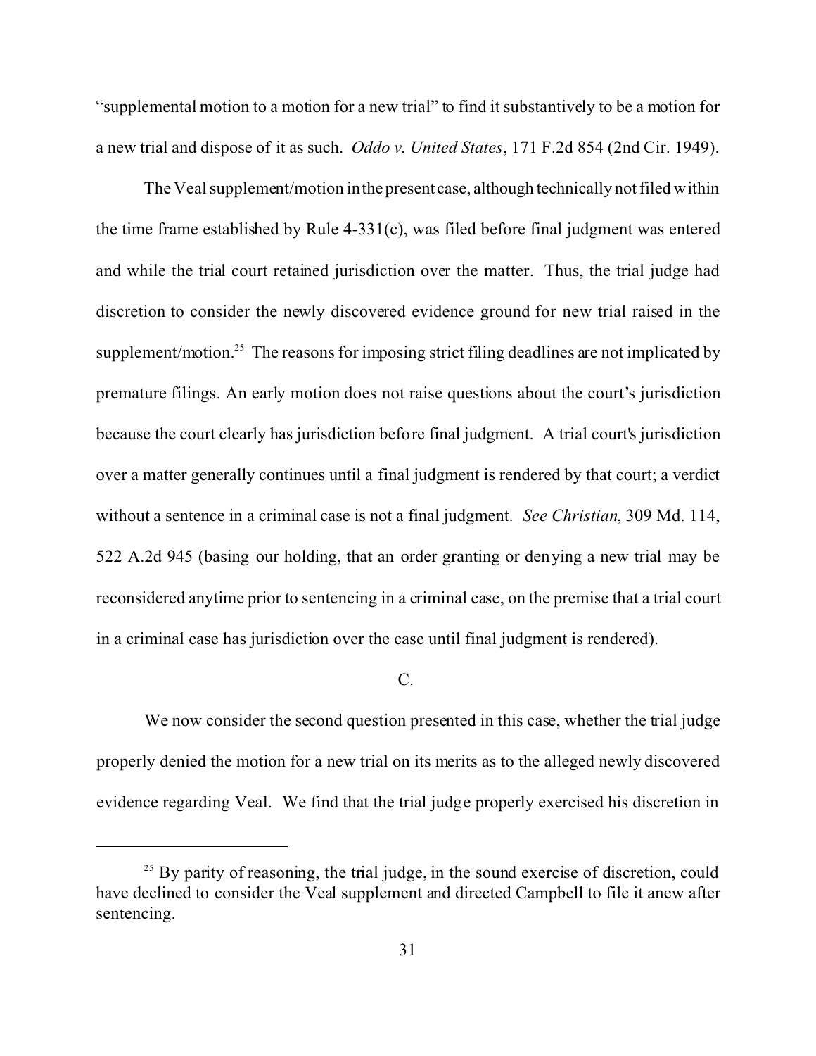"supplemental motion to a motion for a new trial" to find it substantively to be a motion for a new trial and dispose of it as such. *Oddo v. United States*, 171 F.2d 854 (2nd Cir. 1949).

The Veal supplement/motion in the present case, although technically not filed within the time frame established by Rule 4-331(c), was filed before final judgment was entered and while the trial court retained jurisdiction over the matter. Thus, the trial judge had discretion to consider the newly discovered evidence ground for new trial raised in the supplement/motion.[25] The reasons for imposing strict filing deadlines are not implicated by premature filings. An early motion does not raise questions about the court's jurisdiction because the court clearly has jurisdiction before final judgment. A trial court's jurisdiction over a matter generally continues until a final judgment is rendered by that court; a verdict without a sentence in a criminal case is not a final judgment. *See Christian*, 309 Md. 114, 522 A.2d 945 (basing our holding, that an order granting or denying a new trial may be reconsidered anytime prior to sentencing in a criminal case, on the premise that a trial court in a criminal case has jurisdiction over the case until final judgment is rendered).

C.

We now consider the second question presented in this case, whether the trial judge properly denied the motion for a new trial on its merits as to the alleged newly discovered evidence regarding Veal. We find that the trial judge properly exercised his discretion in

---

[25] By parity of reasoning, the trial judge, in the sound exercise of discretion, could have declined to consider the Veal supplement and directed Campbell to file it anew after sentencing.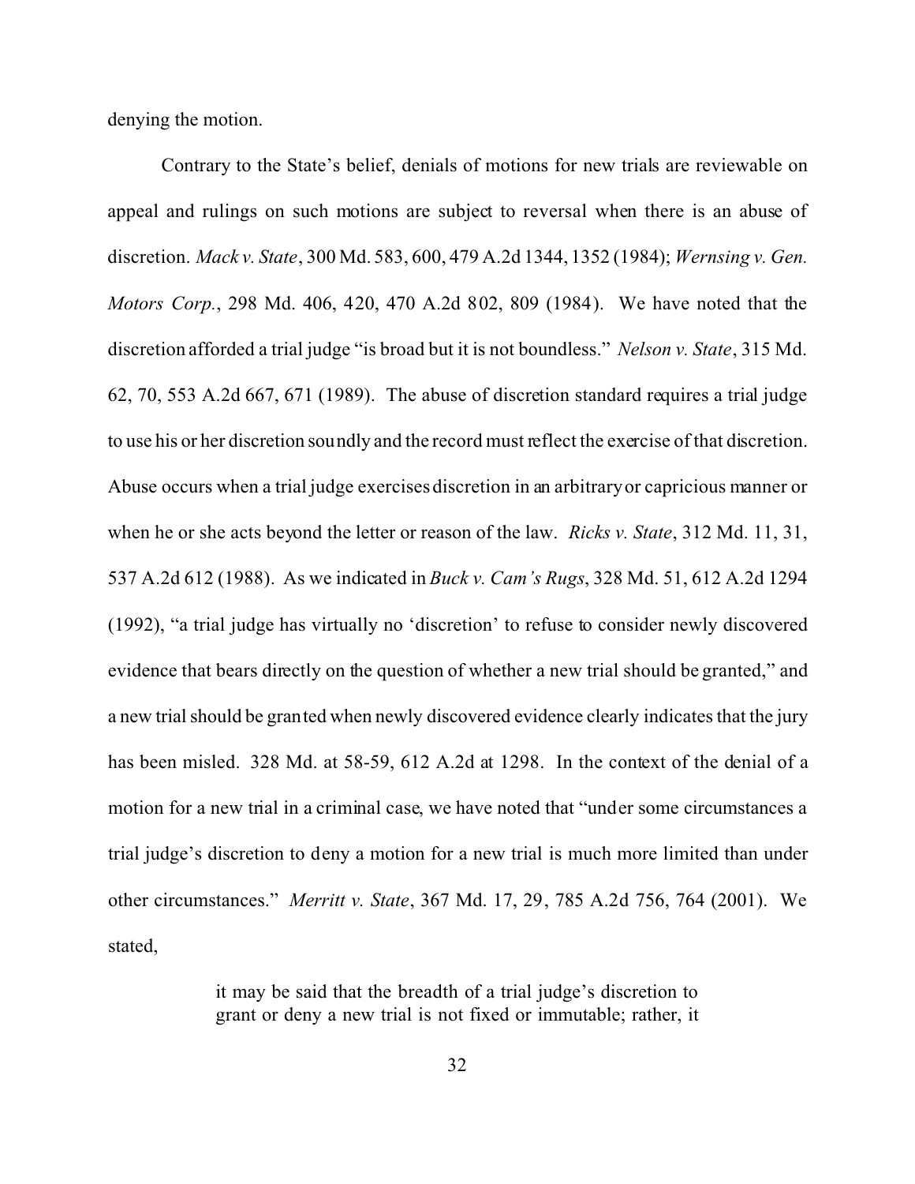denying the motion.

Contrary to the State's belief, denials of motions for new trials are reviewable on appeal and rulings on such motions are subject to reversal when there is an abuse of discretion. *Mack v. State*, 300 Md. 583, 600, 479 A.2d 1344, 1352 (1984); *Wernsing v. Gen. Motors Corp.*, 298 Md. 406, 420, 470 A.2d 802, 809 (1984). We have noted that the discretion afforded a trial judge "is broad but it is not boundless." *Nelson v. State*, 315 Md. 62, 70, 553 A.2d 667, 671 (1989). The abuse of discretion standard requires a trial judge to use his or her discretion soundly and the record must reflect the exercise of that discretion. Abuse occurs when a trial judge exercises discretion in an arbitrary or capricious manner or when he or she acts beyond the letter or reason of the law. *Ricks v. State*, 312 Md. 11, 31, 537 A.2d 612 (1988). As we indicated in *Buck v. Cam's Rugs*, 328 Md. 51, 612 A.2d 1294 (1992), "a trial judge has virtually no 'discretion' to refuse to consider newly discovered evidence that bears directly on the question of whether a new trial should be granted," and a new trial should be granted when newly discovered evidence clearly indicates that the jury has been misled. 328 Md. at 58-59, 612 A.2d at 1298. In the context of the denial of a motion for a new trial in a criminal case, we have noted that "under some circumstances a trial judge's discretion to deny a motion for a new trial is much more limited than under other circumstances." *Merritt v. State*, 367 Md. 17, 29, 785 A.2d 756, 764 (2001). We stated,

> it may be said that the breadth of a trial judge's discretion to grant or deny a new trial is not fixed or immutable; rather, it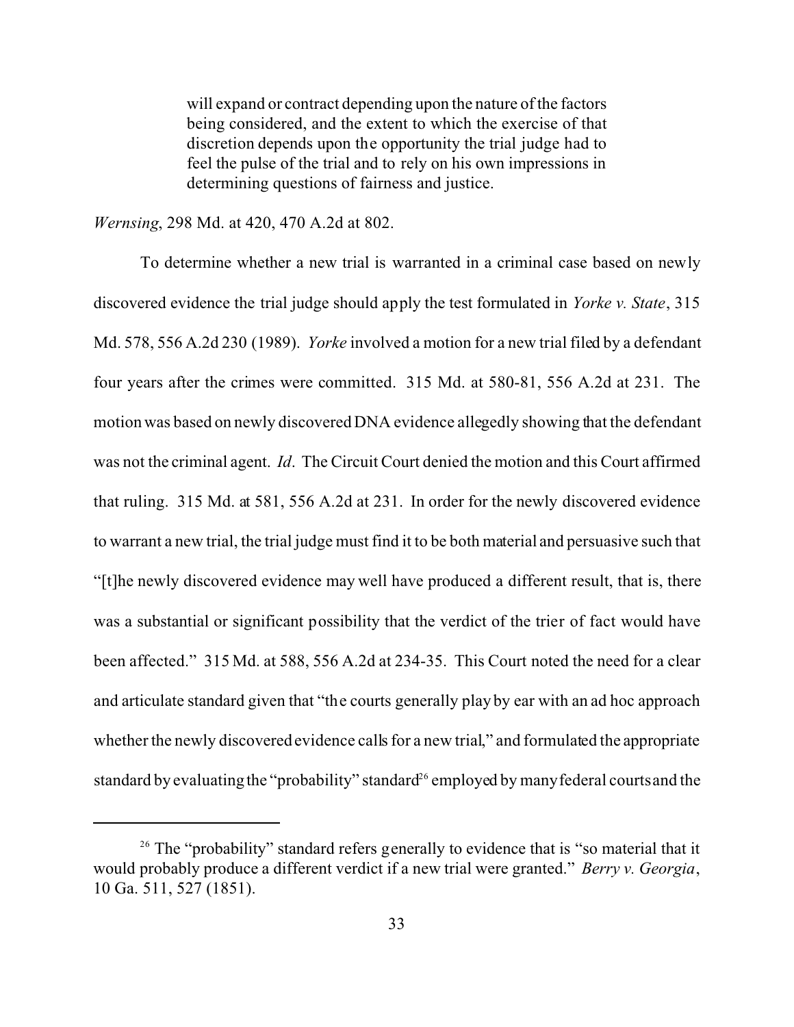> will expand or contract depending upon the nature of the factors being considered, and the extent to which the exercise of that discretion depends upon the opportunity the trial judge had to feel the pulse of the trial and to rely on his own impressions in determining questions of fairness and justice.

*Wernsing*, 298 Md. at 420, 470 A.2d at 802.

To determine whether a new trial is warranted in a criminal case based on newly discovered evidence the trial judge should apply the test formulated in *Yorke v. State*, 315 Md. 578, 556 A.2d 230 (1989). *Yorke* involved a motion for a new trial filed by a defendant four years after the crimes were committed. 315 Md. at 580-81, 556 A.2d at 231. The motion was based on newly discovered DNA evidence allegedly showing that the defendant was not the criminal agent. *Id*. The Circuit Court denied the motion and this Court affirmed that ruling. 315 Md. at 581, 556 A.2d at 231. In order for the newly discovered evidence to warrant a new trial, the trial judge must find it to be both material and persuasive such that "[t]he newly discovered evidence may well have produced a different result, that is, there was a substantial or significant possibility that the verdict of the trier of fact would have been affected." 315 Md. at 588, 556 A.2d at 234-35. This Court noted the need for a clear and articulate standard given that "the courts generally play by ear with an ad hoc approach whether the newly discovered evidence calls for a new trial," and formulated the appropriate standard by evaluating the "probability" standard[26] employed by many federal courts and the

---

[26] The "probability" standard refers generally to evidence that is "so material that it would probably produce a different verdict if a new trial were granted." *Berry v. Georgia*, 10 Ga. 511, 527 (1851).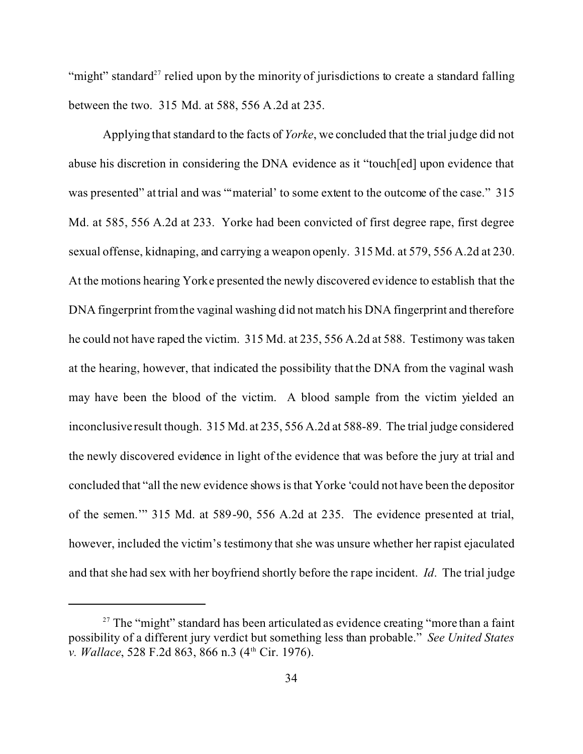"might" standard[27] relied upon by the minority of jurisdictions to create a standard falling between the two. 315 Md. at 588, 556 A.2d at 235.

Applying that standard to the facts of *Yorke*, we concluded that the trial judge did not abuse his discretion in considering the DNA evidence as it "touch[ed] upon evidence that was presented" at trial and was "'material' to some extent to the outcome of the case." 315 Md. at 585, 556 A.2d at 233. Yorke had been convicted of first degree rape, first degree sexual offense, kidnaping, and carrying a weapon openly. 315 Md. at 579, 556 A.2d at 230. At the motions hearing Yorke presented the newly discovered evidence to establish that the DNA fingerprint from the vaginal washing did not match his DNA fingerprint and therefore he could not have raped the victim. 315 Md. at 235, 556 A.2d at 588. Testimony was taken at the hearing, however, that indicated the possibility that the DNA from the vaginal wash may have been the blood of the victim. A blood sample from the victim yielded an inconclusive result though. 315 Md. at 235, 556 A.2d at 588-89. The trial judge considered the newly discovered evidence in light of the evidence that was before the jury at trial and concluded that "all the new evidence shows is that Yorke 'could not have been the depositor of the semen.'" 315 Md. at 589-90, 556 A.2d at 235. The evidence presented at trial, however, included the victim's testimony that she was unsure whether her rapist ejaculated and that she had sex with her boyfriend shortly before the rape incident. *Id*. The trial judge

---

[27] The "might" standard has been articulated as evidence creating "more than a faint possibility of a different jury verdict but something less than probable." *See United States v. Wallace*, 528 F.2d 863, 866 n.3 (4th Cir. 1976).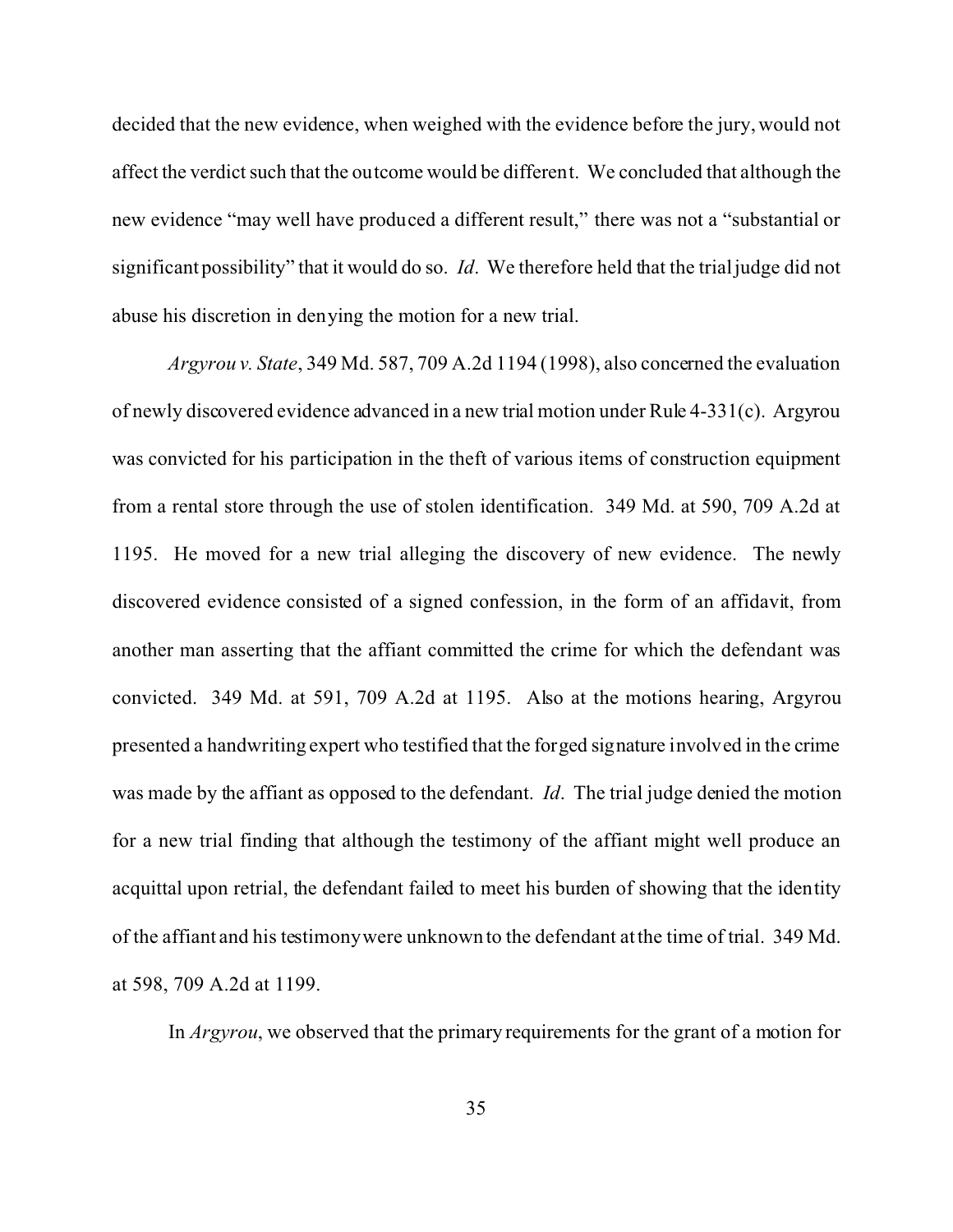decided that the new evidence, when weighed with the evidence before the jury, would not affect the verdict such that the outcome would be different. We concluded that although the new evidence "may well have produced a different result," there was not a "substantial or significant possibility" that it would do so. *Id*. We therefore held that the trial judge did not abuse his discretion in denying the motion for a new trial.

*Argyrou v. State*, 349 Md. 587, 709 A.2d 1194 (1998), also concerned the evaluation of newly discovered evidence advanced in a new trial motion under Rule 4-331(c). Argyrou was convicted for his participation in the theft of various items of construction equipment from a rental store through the use of stolen identification. 349 Md. at 590, 709 A.2d at 1195. He moved for a new trial alleging the discovery of new evidence. The newly discovered evidence consisted of a signed confession, in the form of an affidavit, from another man asserting that the affiant committed the crime for which the defendant was convicted. 349 Md. at 591, 709 A.2d at 1195. Also at the motions hearing, Argyrou presented a handwriting expert who testified that the forged signature involved in the crime was made by the affiant as opposed to the defendant. *Id*. The trial judge denied the motion for a new trial finding that although the testimony of the affiant might well produce an acquittal upon retrial, the defendant failed to meet his burden of showing that the identity of the affiant and his testimony were unknown to the defendant at the time of trial. 349 Md. at 598, 709 A.2d at 1199.

In *Argyrou*, we observed that the primary requirements for the grant of a motion for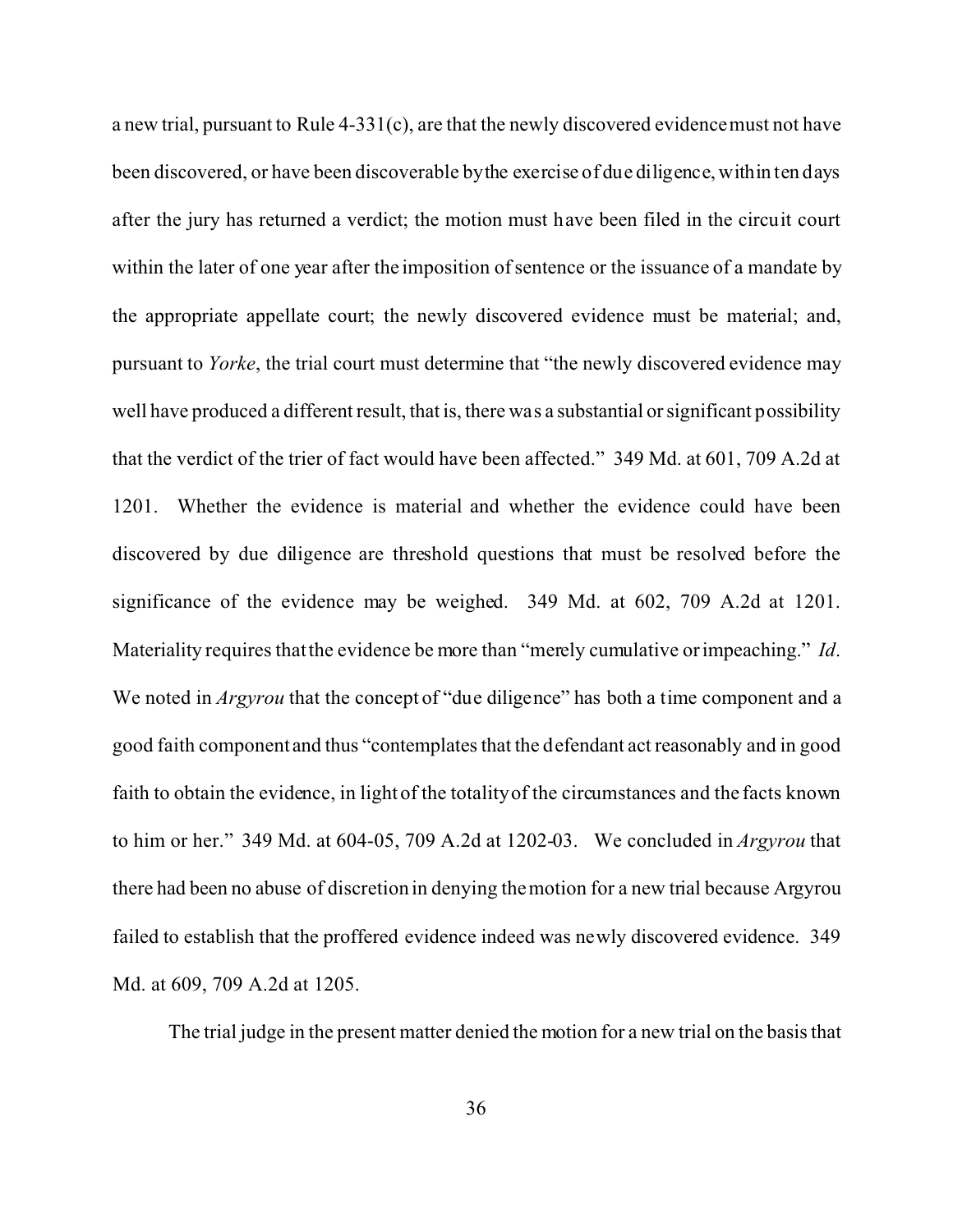a new trial, pursuant to Rule 4-331(c), are that the newly discovered evidence must not have been discovered, or have been discoverable by the exercise of due diligence, within ten days after the jury has returned a verdict; the motion must have been filed in the circuit court within the later of one year after the imposition of sentence or the issuance of a mandate by the appropriate appellate court; the newly discovered evidence must be material; and, pursuant to *Yorke*, the trial court must determine that "the newly discovered evidence may well have produced a different result, that is, there was a substantial or significant possibility that the verdict of the trier of fact would have been affected." 349 Md. at 601, 709 A.2d at 1201. Whether the evidence is material and whether the evidence could have been discovered by due diligence are threshold questions that must be resolved before the significance of the evidence may be weighed. 349 Md. at 602, 709 A.2d at 1201. Materiality requires that the evidence be more than "merely cumulative or impeaching." *Id*. We noted in *Argyrou* that the concept of "due diligence" has both a time component and a good faith component and thus "contemplates that the defendant act reasonably and in good faith to obtain the evidence, in light of the totality of the circumstances and the facts known to him or her." 349 Md. at 604-05, 709 A.2d at 1202-03. We concluded in *Argyrou* that there had been no abuse of discretion in denying the motion for a new trial because Argyrou failed to establish that the proffered evidence indeed was newly discovered evidence. 349 Md. at 609, 709 A.2d at 1205.

The trial judge in the present matter denied the motion for a new trial on the basis that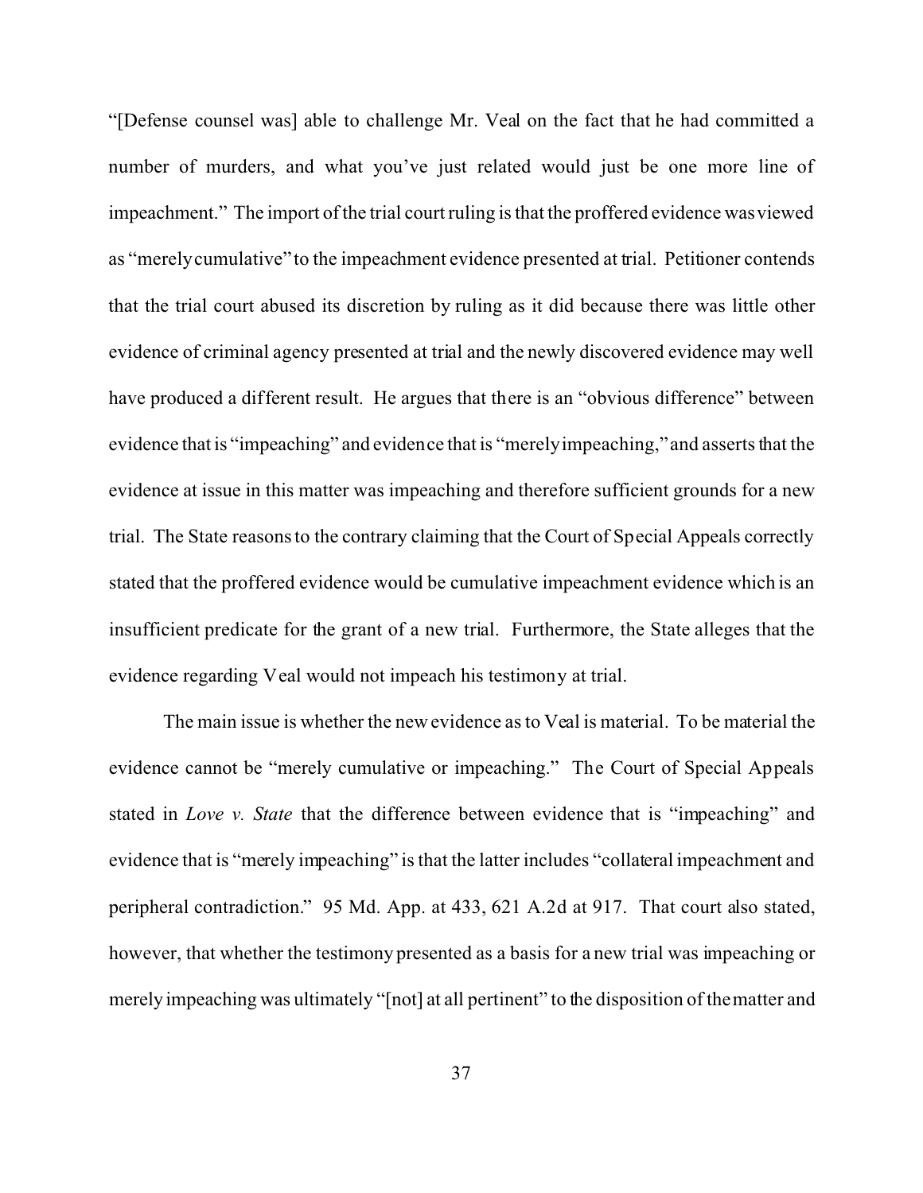"[Defense counsel was] able to challenge Mr. Veal on the fact that he had committed a number of murders, and what you've just related would just be one more line of impeachment." The import of the trial court ruling is that the proffered evidence was viewed as "merely cumulative" to the impeachment evidence presented at trial. Petitioner contends that the trial court abused its discretion by ruling as it did because there was little other evidence of criminal agency presented at trial and the newly discovered evidence may well have produced a different result. He argues that there is an "obvious difference" between evidence that is "impeaching" and evidence that is "merely impeaching," and asserts that the evidence at issue in this matter was impeaching and therefore sufficient grounds for a new trial. The State reasons to the contrary claiming that the Court of Special Appeals correctly stated that the proffered evidence would be cumulative impeachment evidence which is an insufficient predicate for the grant of a new trial. Furthermore, the State alleges that the evidence regarding Veal would not impeach his testimony at trial.

The main issue is whether the new evidence as to Veal is material. To be material the evidence cannot be "merely cumulative or impeaching." The Court of Special Appeals stated in *Love v. State* that the difference between evidence that is "impeaching" and evidence that is "merely impeaching" is that the latter includes "collateral impeachment and peripheral contradiction." 95 Md. App. at 433, 621 A.2d at 917. That court also stated, however, that whether the testimony presented as a basis for a new trial was impeaching or merely impeaching was ultimately "[not] at all pertinent" to the disposition of the matter and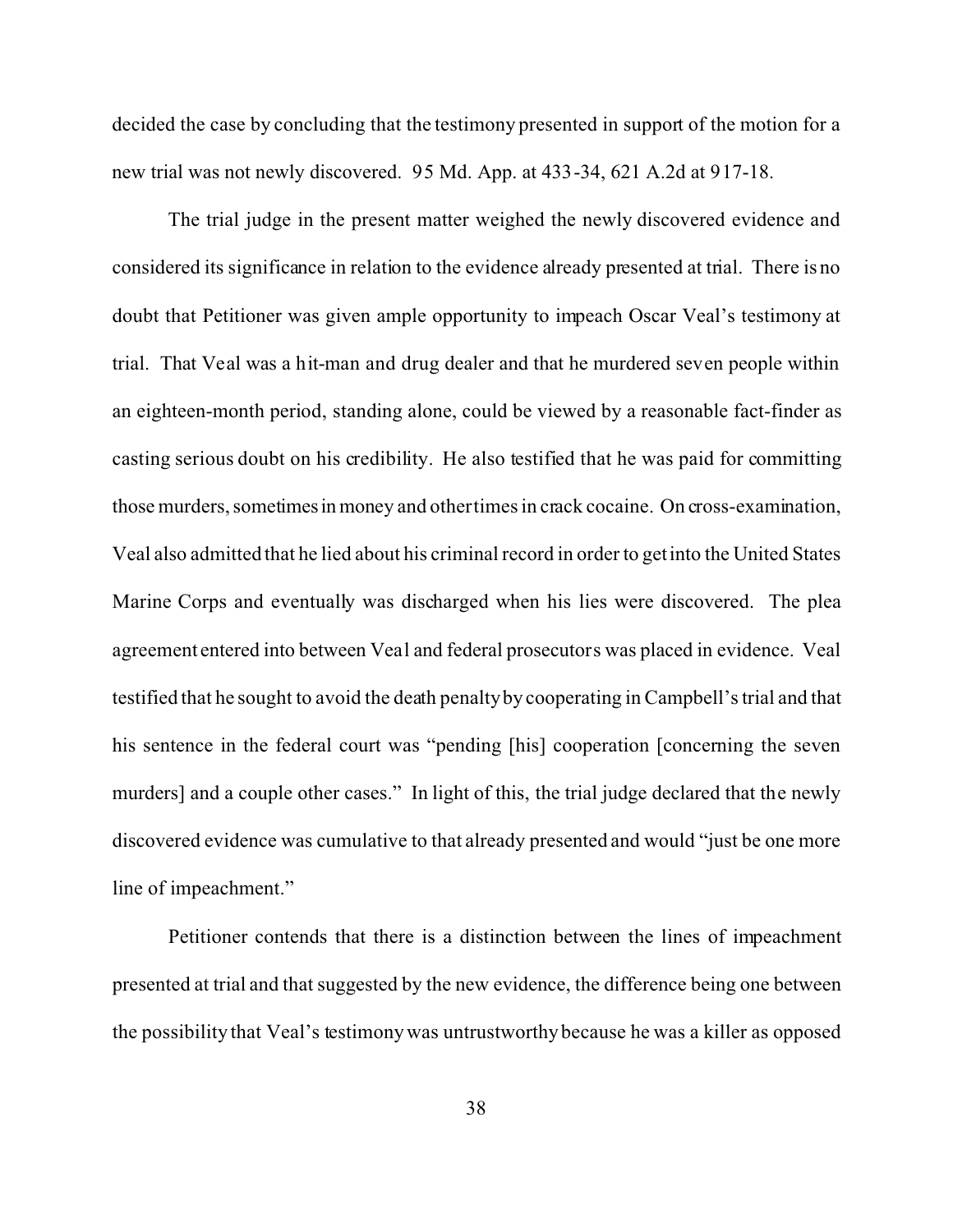decided the case by concluding that the testimony presented in support of the motion for a new trial was not newly discovered. 95 Md. App. at 433-34, 621 A.2d at 917-18.

The trial judge in the present matter weighed the newly discovered evidence and considered its significance in relation to the evidence already presented at trial. There is no doubt that Petitioner was given ample opportunity to impeach Oscar Veal's testimony at trial. That Veal was a hit-man and drug dealer and that he murdered seven people within an eighteen-month period, standing alone, could be viewed by a reasonable fact-finder as casting serious doubt on his credibility. He also testified that he was paid for committing those murders, sometimes in money and other times in crack cocaine. On cross-examination, Veal also admitted that he lied about his criminal record in order to get into the United States Marine Corps and eventually was discharged when his lies were discovered. The plea agreement entered into between Veal and federal prosecutors was placed in evidence. Veal testified that he sought to avoid the death penalty by cooperating in Campbell's trial and that his sentence in the federal court was "pending [his] cooperation [concerning the seven murders] and a couple other cases." In light of this, the trial judge declared that the newly discovered evidence was cumulative to that already presented and would "just be one more line of impeachment."

Petitioner contends that there is a distinction between the lines of impeachment presented at trial and that suggested by the new evidence, the difference being one between the possibility that Veal's testimony was untrustworthy because he was a killer as opposed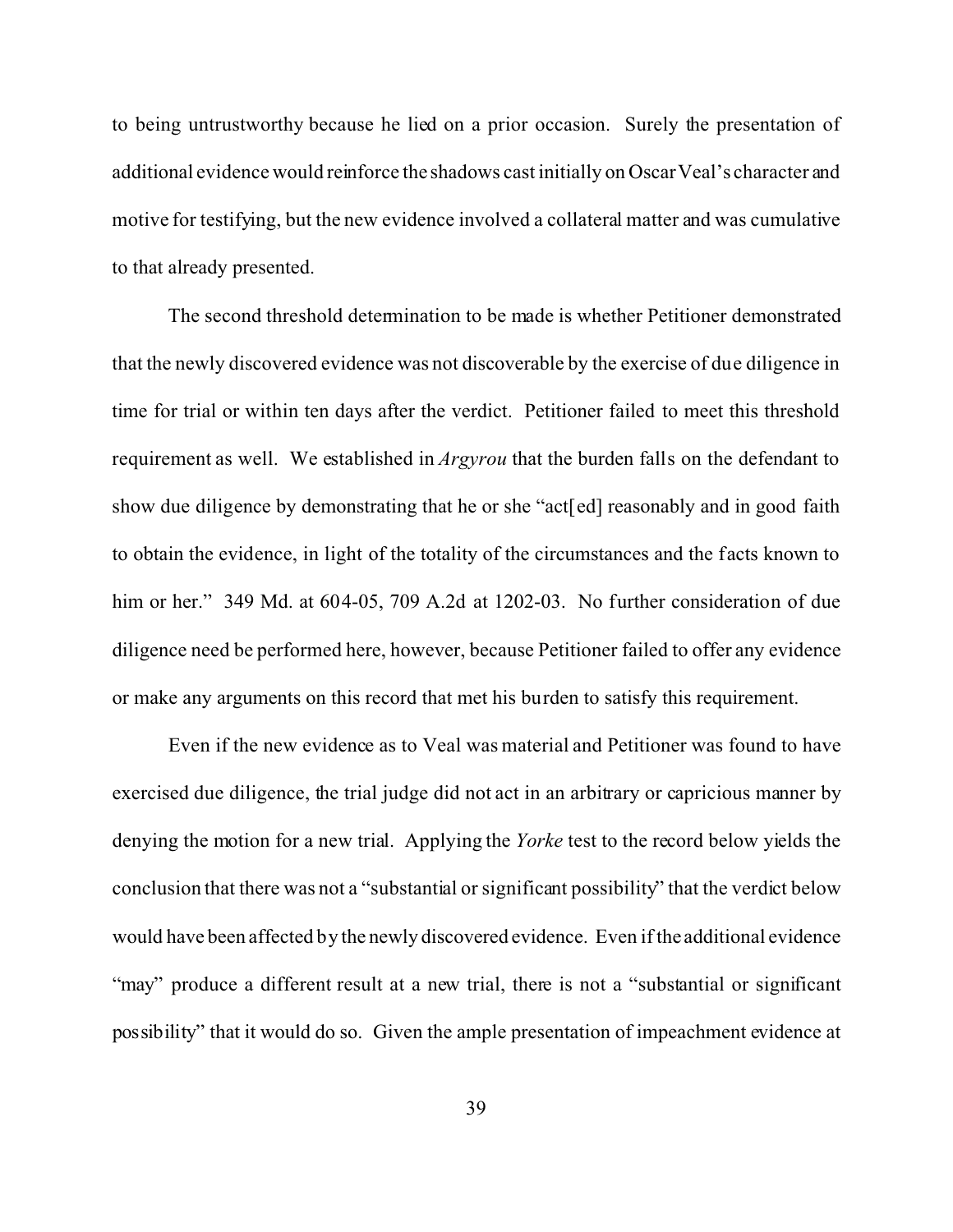to being untrustworthy because he lied on a prior occasion. Surely the presentation of additional evidence would reinforce the shadows cast initially on Oscar Veal's character and motive for testifying, but the new evidence involved a collateral matter and was cumulative to that already presented.

The second threshold determination to be made is whether Petitioner demonstrated that the newly discovered evidence was not discoverable by the exercise of due diligence in time for trial or within ten days after the verdict. Petitioner failed to meet this threshold requirement as well. We established in *Argyrou* that the burden falls on the defendant to show due diligence by demonstrating that he or she "act[ed] reasonably and in good faith to obtain the evidence, in light of the totality of the circumstances and the facts known to him or her." 349 Md. at 604-05, 709 A.2d at 1202-03. No further consideration of due diligence need be performed here, however, because Petitioner failed to offer any evidence or make any arguments on this record that met his burden to satisfy this requirement.

Even if the new evidence as to Veal was material and Petitioner was found to have exercised due diligence, the trial judge did not act in an arbitrary or capricious manner by denying the motion for a new trial. Applying the *Yorke* test to the record below yields the conclusion that there was not a "substantial or significant possibility" that the verdict below would have been affected by the newly discovered evidence. Even if the additional evidence "may" produce a different result at a new trial, there is not a "substantial or significant possibility" that it would do so. Given the ample presentation of impeachment evidence at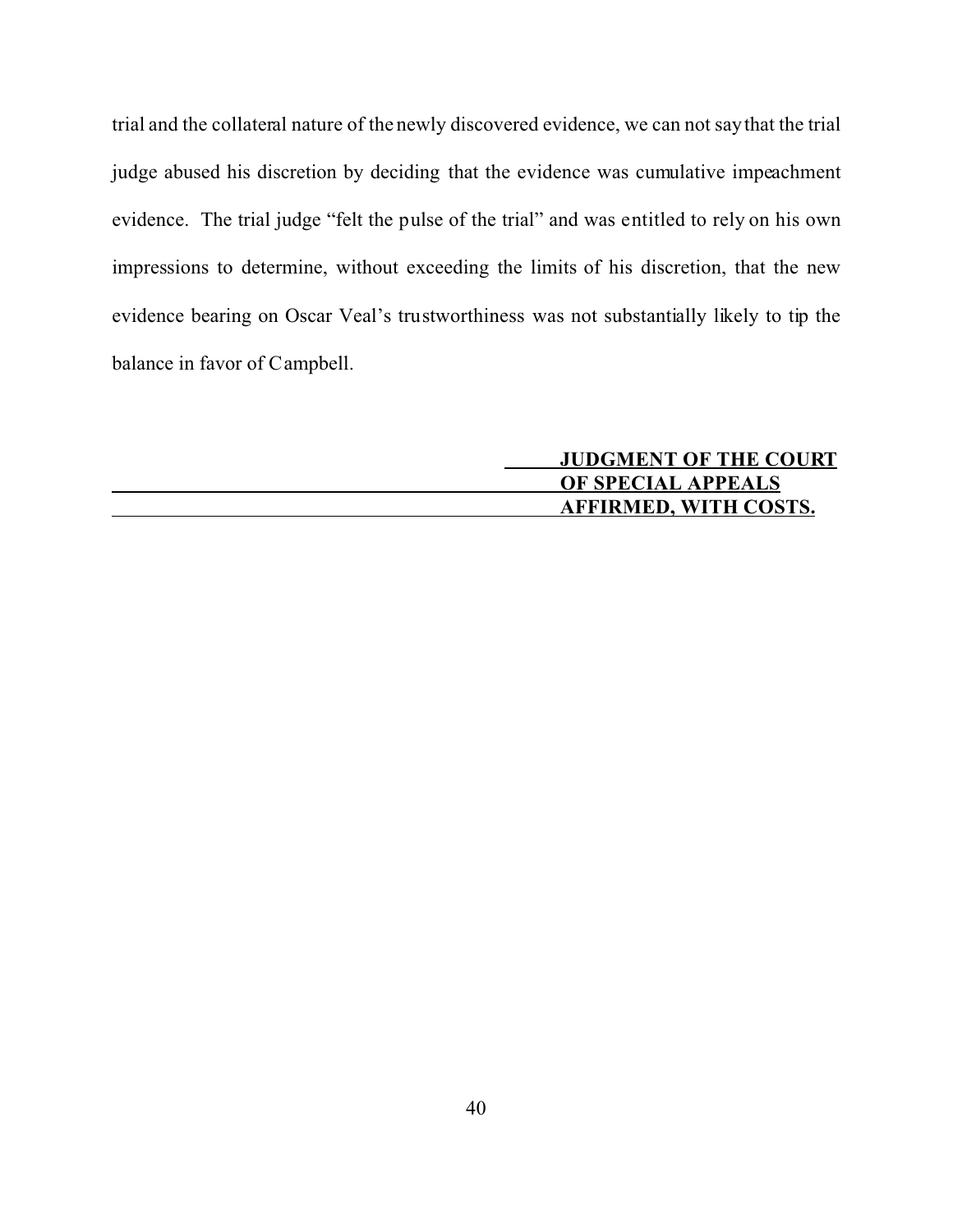trial and the collateral nature of the newly discovered evidence, we can not say that the trial judge abused his discretion by deciding that the evidence was cumulative impeachment evidence. The trial judge "felt the pulse of the trial" and was entitled to rely on his own impressions to determine, without exceeding the limits of his discretion, that the new evidence bearing on Oscar Veal's trustworthiness was not substantially likely to tip the balance in favor of Campbell.

**JUDGMENT OF THE COURT OF SPECIAL APPEALS AFFIRMED, WITH COSTS.**